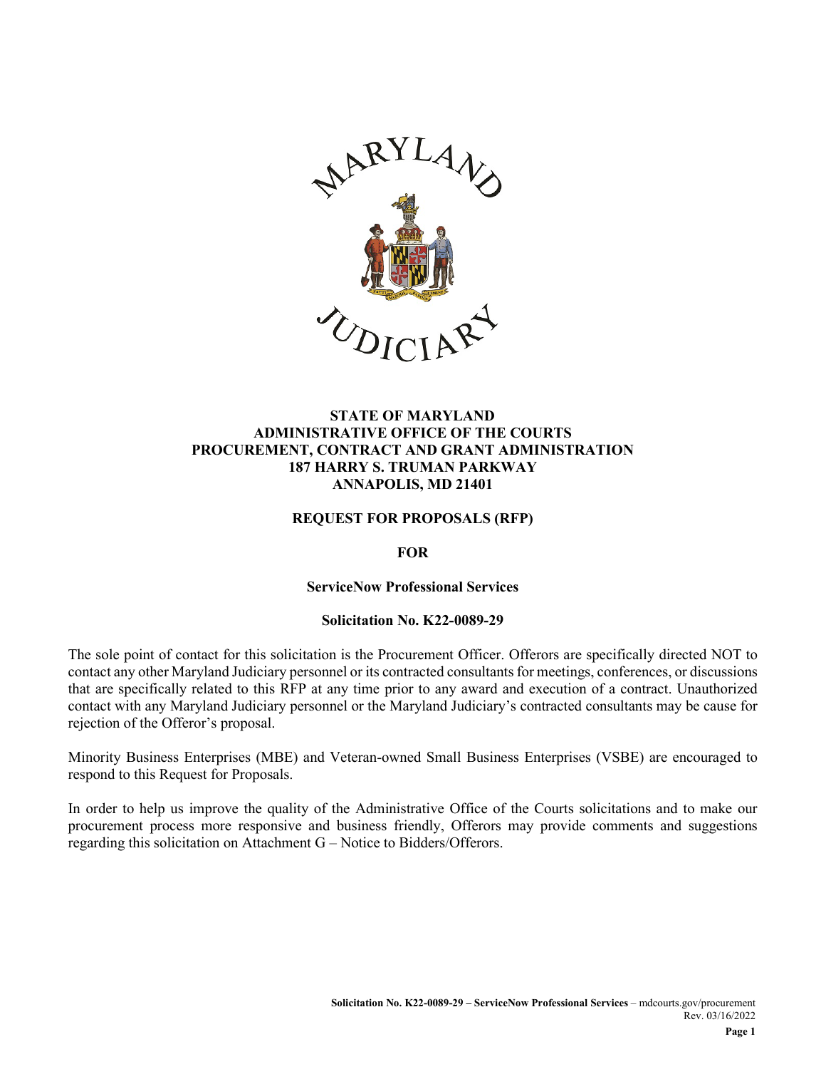**STATE OF MARYLAND**
**ADMINISTRATIVE OFFICE OF THE COURTS**
**PROCUREMENT, CONTRACT AND GRANT ADMINISTRATION**
**187 HARRY S. TRUMAN PARKWAY**
**ANNAPOLIS, MD 21401**

# REQUEST FOR PROPOSALS (RFP)

**FOR**

## ServiceNow Professional Services

**Solicitation No. K22-0089-29**

The sole point of contact for this solicitation is the Procurement Officer. Offerors are specifically directed NOT to contact any other Maryland Judiciary personnel or its contracted consultants for meetings, conferences, or discussions that are specifically related to this RFP at any time prior to any award and execution of a contract. Unauthorized contact with any Maryland Judiciary personnel or the Maryland Judiciary's contracted consultants may be cause for rejection of the Offeror's proposal.

Minority Business Enterprises (MBE) and Veteran-owned Small Business Enterprises (VSBE) are encouraged to respond to this Request for Proposals.

In order to help us improve the quality of the Administrative Office of the Courts solicitations and to make our procurement process more responsive and business friendly, Offerors may provide comments and suggestions regarding this solicitation on Attachment G – Notice to Bidders/Offerors.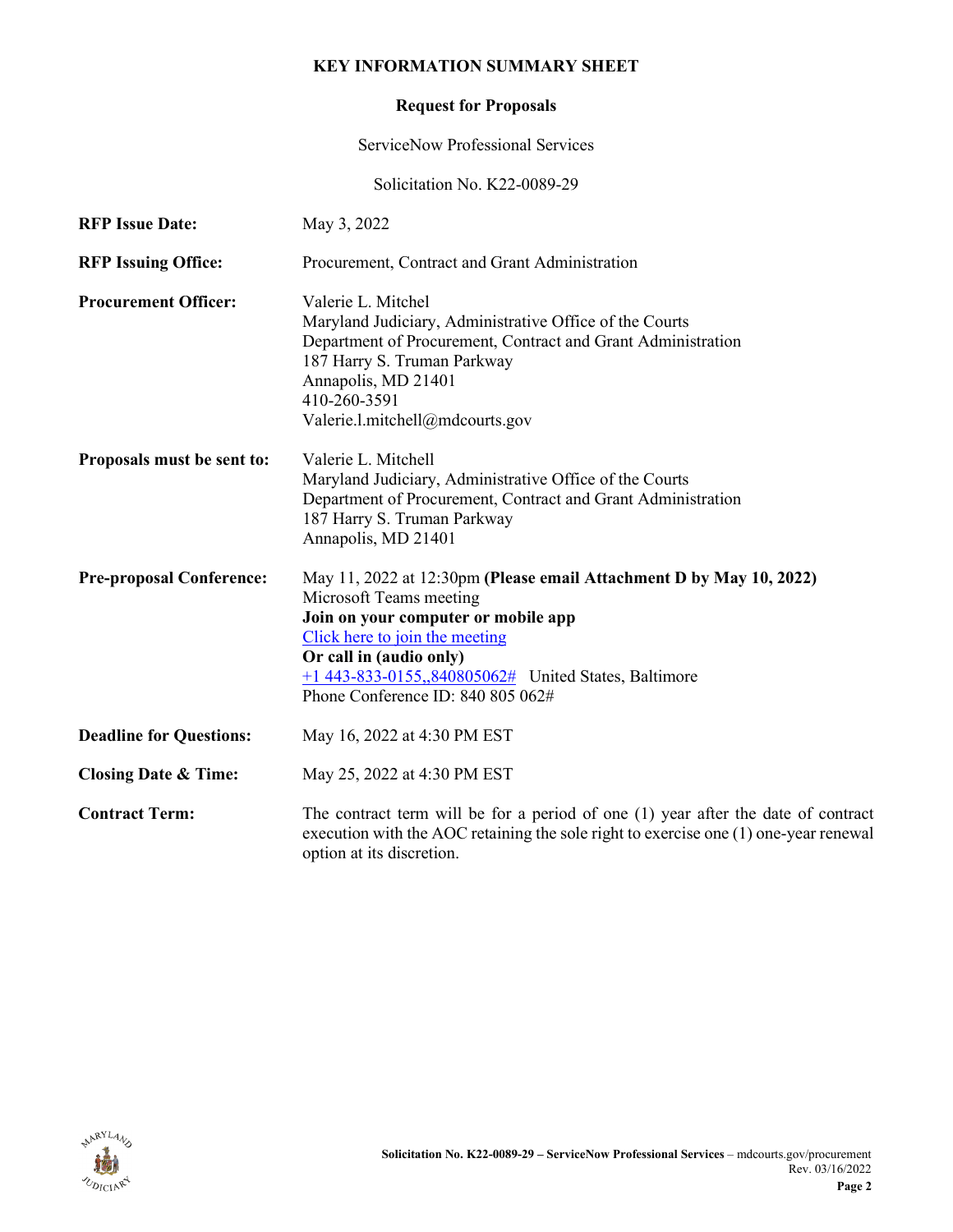# KEY INFORMATION SUMMARY SHEET

## Request for Proposals

ServiceNow Professional Services

Solicitation No. K22-0089-29

| | |
|---|---|
| **RFP Issue Date:** | May 3, 2022 |
| **RFP Issuing Office:** | Procurement, Contract and Grant Administration |
| **Procurement Officer:** | Valerie L. Mitchel<br>Maryland Judiciary, Administrative Office of the Courts<br>Department of Procurement, Contract and Grant Administration<br>187 Harry S. Truman Parkway<br>Annapolis, MD 21401<br>410-260-3591<br>Valerie.l.mitchell@mdcourts.gov |
| **Proposals must be sent to:** | Valerie L. Mitchell<br>Maryland Judiciary, Administrative Office of the Courts<br>Department of Procurement, Contract and Grant Administration<br>187 Harry S. Truman Parkway<br>Annapolis, MD 21401 |
| **Pre-proposal Conference:** | May 11, 2022 at 12:30pm **(Please email Attachment D by May 10, 2022)**<br>Microsoft Teams meeting<br>**Join on your computer or mobile app**<br>Click here to join the meeting<br>**Or call in (audio only)**<br>+1 443-833-0155,,840805062# United States, Baltimore<br>Phone Conference ID: 840 805 062# |
| **Deadline for Questions:** | May 16, 2022 at 4:30 PM EST |
| **Closing Date & Time:** | May 25, 2022 at 4:30 PM EST |
| **Contract Term:** | The contract term will be for a period of one (1) year after the date of contract execution with the AOC retaining the sole right to exercise one (1) one-year renewal option at its discretion. |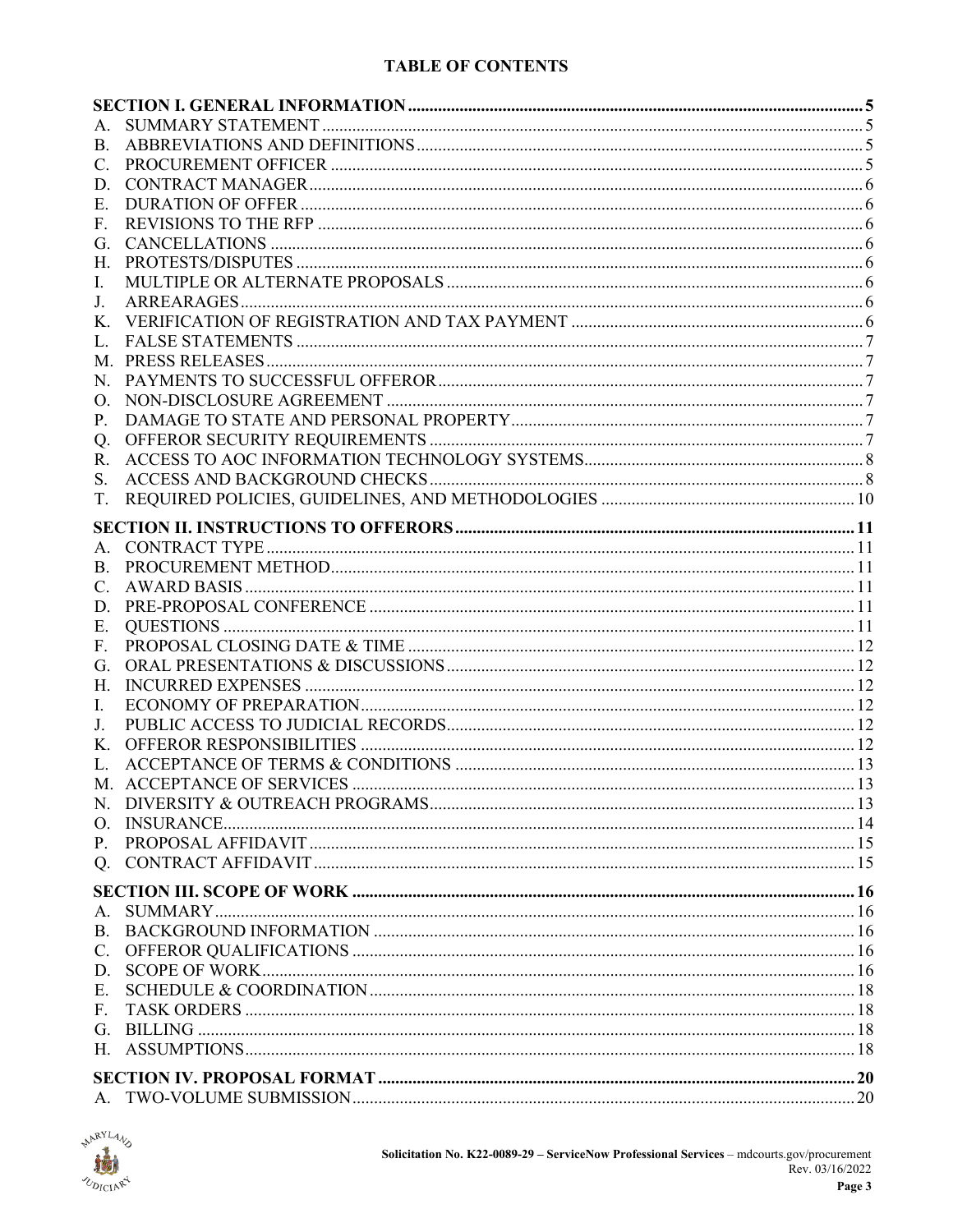# TABLE OF CONTENTS

**SECTION I. GENERAL INFORMATION** ..... 5
- A. SUMMARY STATEMENT ..... 5
- B. ABBREVIATIONS AND DEFINITIONS ..... 5
- C. PROCUREMENT OFFICER ..... 5
- D. CONTRACT MANAGER ..... 6
- E. DURATION OF OFFER ..... 6
- F. REVISIONS TO THE RFP ..... 6
- G. CANCELLATIONS ..... 6
- H. PROTESTS/DISPUTES ..... 6
- I. MULTIPLE OR ALTERNATE PROPOSALS ..... 6
- J. ARREARAGES ..... 6
- K. VERIFICATION OF REGISTRATION AND TAX PAYMENT ..... 6
- L. FALSE STATEMENTS ..... 7
- M. PRESS RELEASES ..... 7
- N. PAYMENTS TO SUCCESSFUL OFFEROR ..... 7
- O. NON-DISCLOSURE AGREEMENT ..... 7
- P. DAMAGE TO STATE AND PERSONAL PROPERTY ..... 7
- Q. OFFEROR SECURITY REQUIREMENTS ..... 7
- R. ACCESS TO AOC INFORMATION TECHNOLOGY SYSTEMS ..... 8
- S. ACCESS AND BACKGROUND CHECKS ..... 8
- T. REQUIRED POLICIES, GUIDELINES, AND METHODOLOGIES ..... 10

**SECTION II. INSTRUCTIONS TO OFFERORS** ..... 11
- A. CONTRACT TYPE ..... 11
- B. PROCUREMENT METHOD ..... 11
- C. AWARD BASIS ..... 11
- D. PRE-PROPOSAL CONFERENCE ..... 11
- E. QUESTIONS ..... 11
- F. PROPOSAL CLOSING DATE & TIME ..... 12
- G. ORAL PRESENTATIONS & DISCUSSIONS ..... 12
- H. INCURRED EXPENSES ..... 12
- I. ECONOMY OF PREPARATION ..... 12
- J. PUBLIC ACCESS TO JUDICIAL RECORDS ..... 12
- K. OFFEROR RESPONSIBILITIES ..... 12
- L. ACCEPTANCE OF TERMS & CONDITIONS ..... 13
- M. ACCEPTANCE OF SERVICES ..... 13
- N. DIVERSITY & OUTREACH PROGRAMS ..... 13
- O. INSURANCE ..... 14
- P. PROPOSAL AFFIDAVIT ..... 15
- Q. CONTRACT AFFIDAVIT ..... 15

**SECTION III. SCOPE OF WORK** ..... 16
- A. SUMMARY ..... 16
- B. BACKGROUND INFORMATION ..... 16
- C. OFFEROR QUALIFICATIONS ..... 16
- D. SCOPE OF WORK ..... 16
- E. SCHEDULE & COORDINATION ..... 18
- F. TASK ORDERS ..... 18
- G. BILLING ..... 18
- H. ASSUMPTIONS ..... 18

**SECTION IV. PROPOSAL FORMAT** ..... 20
- A. TWO-VOLUME SUBMISSION ..... 20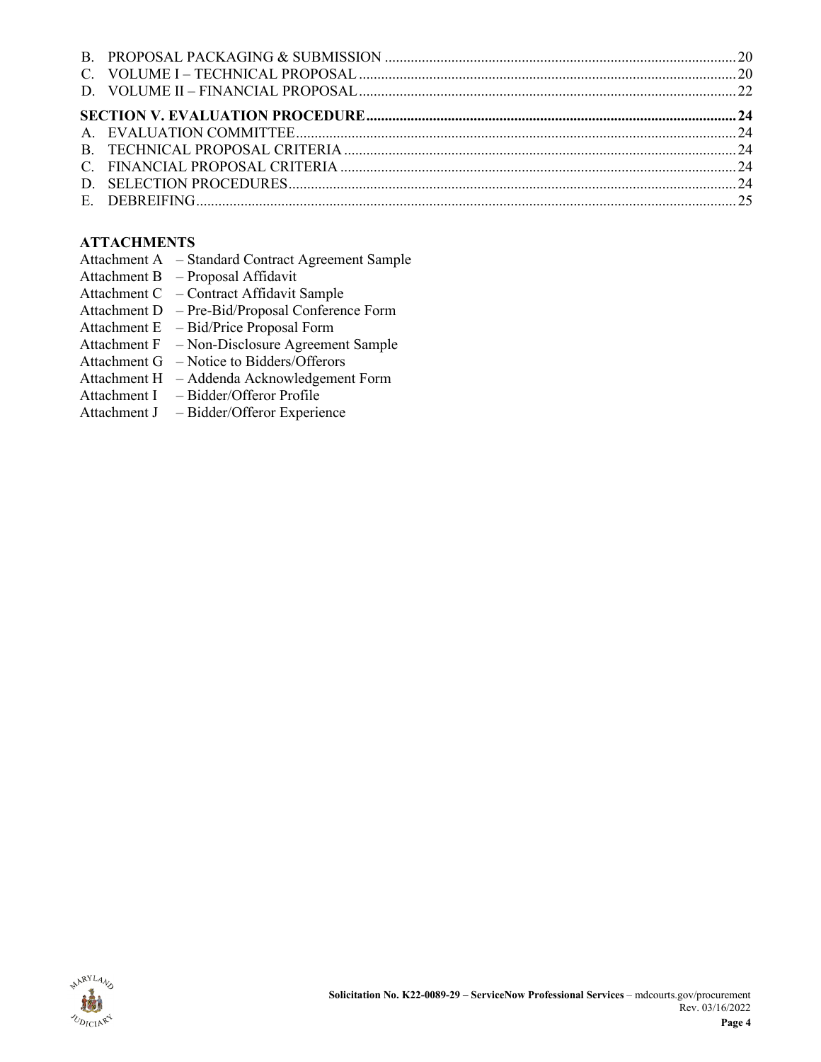B. PROPOSAL PACKAGING & SUBMISSION .......... 20
C. VOLUME I – TECHNICAL PROPOSAL .......... 20
D. VOLUME II – FINANCIAL PROPOSAL .......... 22

**SECTION V. EVALUATION PROCEDURE .......... 24**
A. EVALUATION COMMITTEE .......... 24
B. TECHNICAL PROPOSAL CRITERIA .......... 24
C. FINANCIAL PROPOSAL CRITERIA .......... 24
D. SELECTION PROCEDURES .......... 24
E. DEBREIFING .......... 25

**ATTACHMENTS**

Attachment A – Standard Contract Agreement Sample
Attachment B – Proposal Affidavit
Attachment C – Contract Affidavit Sample
Attachment D – Pre-Bid/Proposal Conference Form
Attachment E – Bid/Price Proposal Form
Attachment F – Non-Disclosure Agreement Sample
Attachment G – Notice to Bidders/Offerors
Attachment H – Addenda Acknowledgement Form
Attachment I – Bidder/Offeror Profile
Attachment J – Bidder/Offeror Experience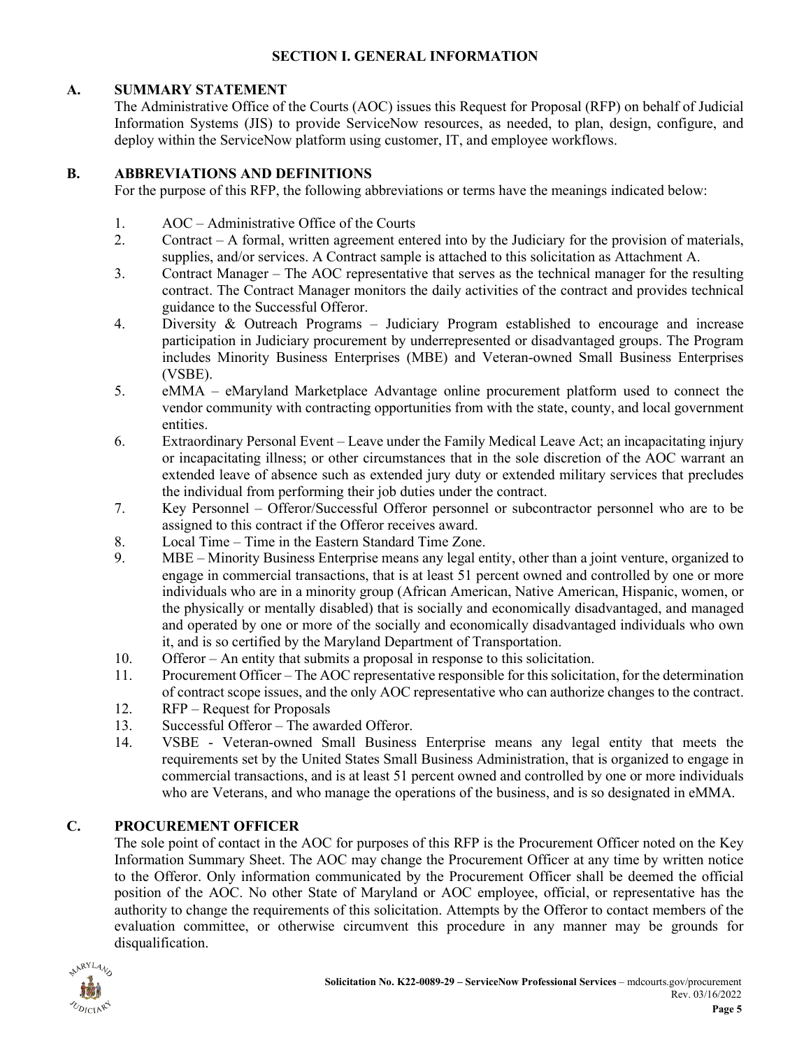# SECTION I. GENERAL INFORMATION

## A. SUMMARY STATEMENT

The Administrative Office of the Courts (AOC) issues this Request for Proposal (RFP) on behalf of Judicial Information Systems (JIS) to provide ServiceNow resources, as needed, to plan, design, configure, and deploy within the ServiceNow platform using customer, IT, and employee workflows.

## B. ABBREVIATIONS AND DEFINITIONS

For the purpose of this RFP, the following abbreviations or terms have the meanings indicated below:

1. AOC – Administrative Office of the Courts
2. Contract – A formal, written agreement entered into by the Judiciary for the provision of materials, supplies, and/or services. A Contract sample is attached to this solicitation as Attachment A.
3. Contract Manager – The AOC representative that serves as the technical manager for the resulting contract. The Contract Manager monitors the daily activities of the contract and provides technical guidance to the Successful Offeror.
4. Diversity & Outreach Programs – Judiciary Program established to encourage and increase participation in Judiciary procurement by underrepresented or disadvantaged groups. The Program includes Minority Business Enterprises (MBE) and Veteran-owned Small Business Enterprises (VSBE).
5. eMMA – eMaryland Marketplace Advantage online procurement platform used to connect the vendor community with contracting opportunities from with the state, county, and local government entities.
6. Extraordinary Personal Event – Leave under the Family Medical Leave Act; an incapacitating injury or incapacitating illness; or other circumstances that in the sole discretion of the AOC warrant an extended leave of absence such as extended jury duty or extended military services that precludes the individual from performing their job duties under the contract.
7. Key Personnel – Offeror/Successful Offeror personnel or subcontractor personnel who are to be assigned to this contract if the Offeror receives award.
8. Local Time – Time in the Eastern Standard Time Zone.
9. MBE – Minority Business Enterprise means any legal entity, other than a joint venture, organized to engage in commercial transactions, that is at least 51 percent owned and controlled by one or more individuals who are in a minority group (African American, Native American, Hispanic, women, or the physically or mentally disabled) that is socially and economically disadvantaged, and managed and operated by one or more of the socially and economically disadvantaged individuals who own it, and is so certified by the Maryland Department of Transportation.
10. Offeror – An entity that submits a proposal in response to this solicitation.
11. Procurement Officer – The AOC representative responsible for this solicitation, for the determination of contract scope issues, and the only AOC representative who can authorize changes to the contract.
12. RFP – Request for Proposals
13. Successful Offeror – The awarded Offeror.
14. VSBE - Veteran-owned Small Business Enterprise means any legal entity that meets the requirements set by the United States Small Business Administration, that is organized to engage in commercial transactions, and is at least 51 percent owned and controlled by one or more individuals who are Veterans, and who manage the operations of the business, and is so designated in eMMA.

## C. PROCUREMENT OFFICER

The sole point of contact in the AOC for purposes of this RFP is the Procurement Officer noted on the Key Information Summary Sheet. The AOC may change the Procurement Officer at any time by written notice to the Offeror. Only information communicated by the Procurement Officer shall be deemed the official position of the AOC. No other State of Maryland or AOC employee, official, or representative has the authority to change the requirements of this solicitation. Attempts by the Offeror to contact members of the evaluation committee, or otherwise circumvent this procedure in any manner may be grounds for disqualification.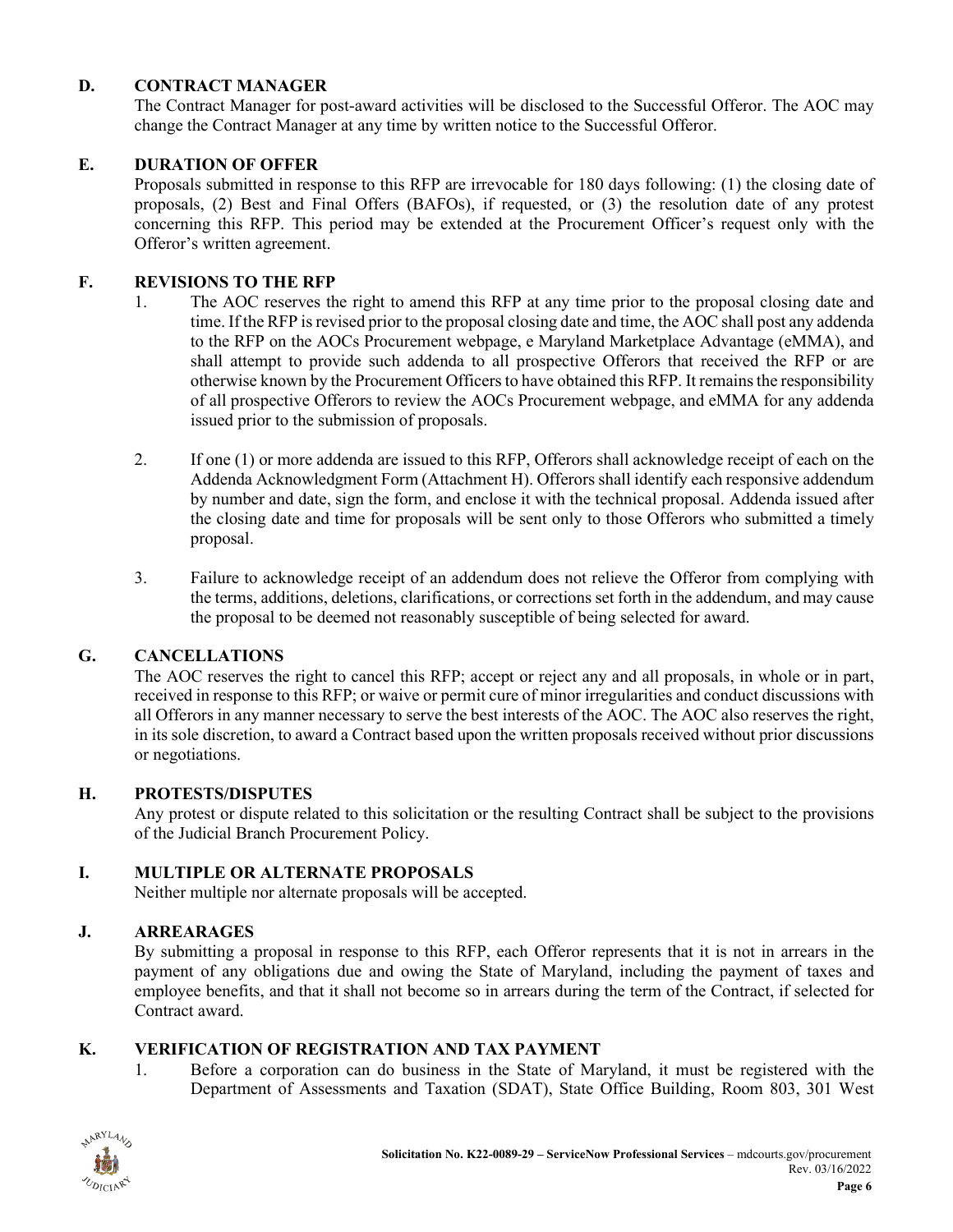## D. CONTRACT MANAGER

The Contract Manager for post-award activities will be disclosed to the Successful Offeror. The AOC may change the Contract Manager at any time by written notice to the Successful Offeror.

## E. DURATION OF OFFER

Proposals submitted in response to this RFP are irrevocable for 180 days following: (1) the closing date of proposals, (2) Best and Final Offers (BAFOs), if requested, or (3) the resolution date of any protest concerning this RFP. This period may be extended at the Procurement Officer's request only with the Offeror's written agreement.

## F. REVISIONS TO THE RFP

1. The AOC reserves the right to amend this RFP at any time prior to the proposal closing date and time. If the RFP is revised prior to the proposal closing date and time, the AOC shall post any addenda to the RFP on the AOCs Procurement webpage, e Maryland Marketplace Advantage (eMMA), and shall attempt to provide such addenda to all prospective Offerors that received the RFP or are otherwise known by the Procurement Officers to have obtained this RFP. It remains the responsibility of all prospective Offerors to review the AOCs Procurement webpage, and eMMA for any addenda issued prior to the submission of proposals.

2. If one (1) or more addenda are issued to this RFP, Offerors shall acknowledge receipt of each on the Addenda Acknowledgment Form (Attachment H). Offerors shall identify each responsive addendum by number and date, sign the form, and enclose it with the technical proposal. Addenda issued after the closing date and time for proposals will be sent only to those Offerors who submitted a timely proposal.

3. Failure to acknowledge receipt of an addendum does not relieve the Offeror from complying with the terms, additions, deletions, clarifications, or corrections set forth in the addendum, and may cause the proposal to be deemed not reasonably susceptible of being selected for award.

## G. CANCELLATIONS

The AOC reserves the right to cancel this RFP; accept or reject any and all proposals, in whole or in part, received in response to this RFP; or waive or permit cure of minor irregularities and conduct discussions with all Offerors in any manner necessary to serve the best interests of the AOC. The AOC also reserves the right, in its sole discretion, to award a Contract based upon the written proposals received without prior discussions or negotiations.

## H. PROTESTS/DISPUTES

Any protest or dispute related to this solicitation or the resulting Contract shall be subject to the provisions of the Judicial Branch Procurement Policy.

## I. MULTIPLE OR ALTERNATE PROPOSALS

Neither multiple nor alternate proposals will be accepted.

## J. ARREARAGES

By submitting a proposal in response to this RFP, each Offeror represents that it is not in arrears in the payment of any obligations due and owing the State of Maryland, including the payment of taxes and employee benefits, and that it shall not become so in arrears during the term of the Contract, if selected for Contract award.

## K. VERIFICATION OF REGISTRATION AND TAX PAYMENT

1. Before a corporation can do business in the State of Maryland, it must be registered with the Department of Assessments and Taxation (SDAT), State Office Building, Room 803, 301 West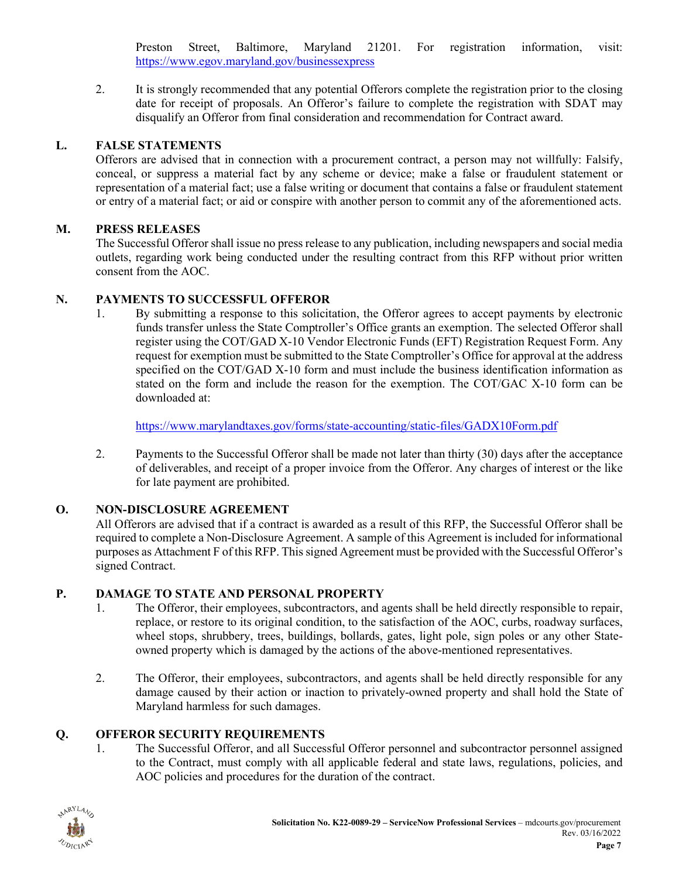Preston Street, Baltimore, Maryland 21201. For registration information, visit: https://www.egov.maryland.gov/businessexpress

2. It is strongly recommended that any potential Offerors complete the registration prior to the closing date for receipt of proposals. An Offeror's failure to complete the registration with SDAT may disqualify an Offeror from final consideration and recommendation for Contract award.

## L. FALSE STATEMENTS

Offerors are advised that in connection with a procurement contract, a person may not willfully: Falsify, conceal, or suppress a material fact by any scheme or device; make a false or fraudulent statement or representation of a material fact; use a false writing or document that contains a false or fraudulent statement or entry of a material fact; or aid or conspire with another person to commit any of the aforementioned acts.

## M. PRESS RELEASES

The Successful Offeror shall issue no press release to any publication, including newspapers and social media outlets, regarding work being conducted under the resulting contract from this RFP without prior written consent from the AOC.

## N. PAYMENTS TO SUCCESSFUL OFFEROR

1. By submitting a response to this solicitation, the Offeror agrees to accept payments by electronic funds transfer unless the State Comptroller's Office grants an exemption. The selected Offeror shall register using the COT/GAD X-10 Vendor Electronic Funds (EFT) Registration Request Form. Any request for exemption must be submitted to the State Comptroller's Office for approval at the address specified on the COT/GAD X-10 form and must include the business identification information as stated on the form and include the reason for the exemption. The COT/GAC X-10 form can be downloaded at:

   https://www.marylandtaxes.gov/forms/state-accounting/static-files/GADX10Form.pdf

2. Payments to the Successful Offeror shall be made not later than thirty (30) days after the acceptance of deliverables, and receipt of a proper invoice from the Offeror. Any charges of interest or the like for late payment are prohibited.

## O. NON-DISCLOSURE AGREEMENT

All Offerors are advised that if a contract is awarded as a result of this RFP, the Successful Offeror shall be required to complete a Non-Disclosure Agreement. A sample of this Agreement is included for informational purposes as Attachment F of this RFP. This signed Agreement must be provided with the Successful Offeror's signed Contract.

## P. DAMAGE TO STATE AND PERSONAL PROPERTY

1. The Offeror, their employees, subcontractors, and agents shall be held directly responsible to repair, replace, or restore to its original condition, to the satisfaction of the AOC, curbs, roadway surfaces, wheel stops, shrubbery, trees, buildings, bollards, gates, light pole, sign poles or any other State-owned property which is damaged by the actions of the above-mentioned representatives.

2. The Offeror, their employees, subcontractors, and agents shall be held directly responsible for any damage caused by their action or inaction to privately-owned property and shall hold the State of Maryland harmless for such damages.

## Q. OFFEROR SECURITY REQUIREMENTS

1. The Successful Offeror, and all Successful Offeror personnel and subcontractor personnel assigned to the Contract, must comply with all applicable federal and state laws, regulations, policies, and AOC policies and procedures for the duration of the contract.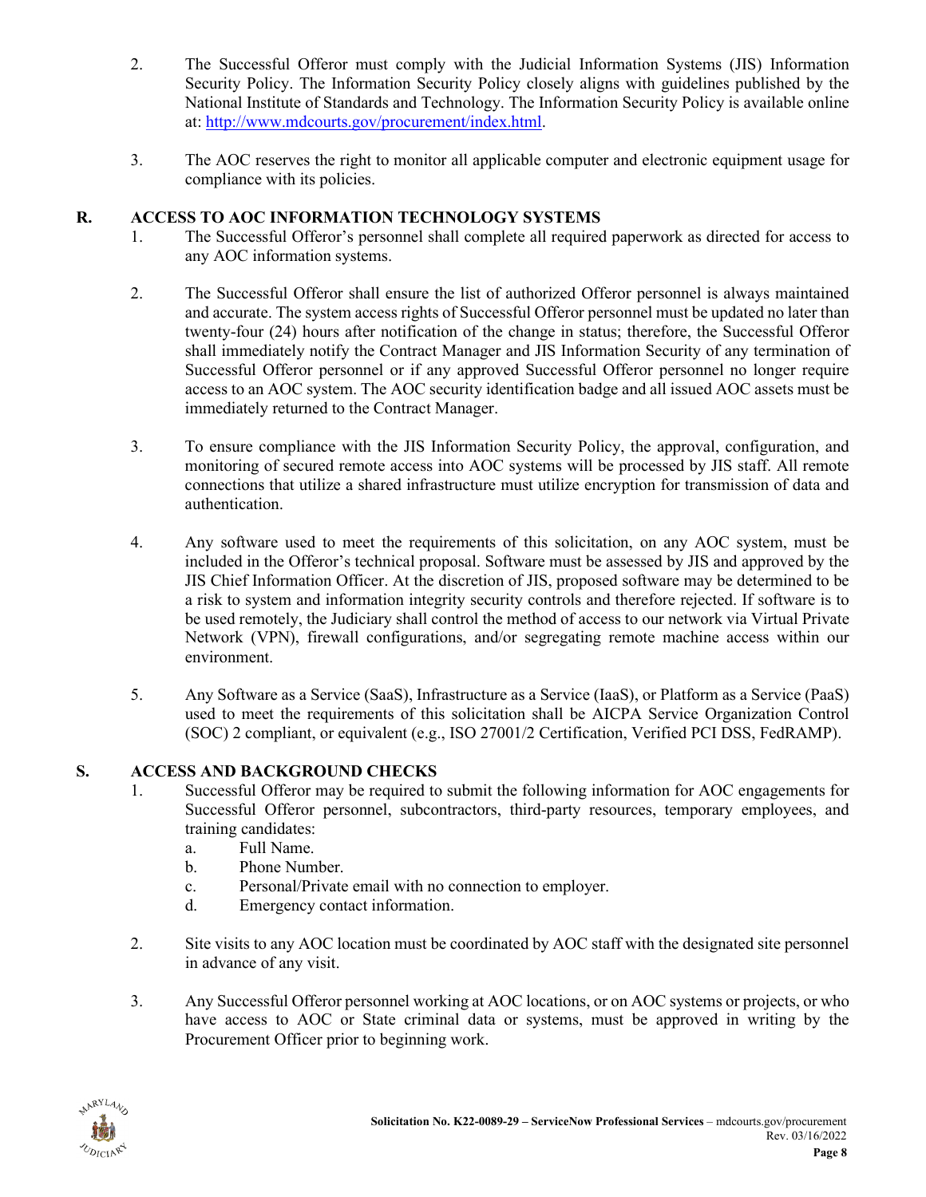2. The Successful Offeror must comply with the Judicial Information Systems (JIS) Information Security Policy. The Information Security Policy closely aligns with guidelines published by the National Institute of Standards and Technology. The Information Security Policy is available online at: [http://www.mdcourts.gov/procurement/index.html](http://www.mdcourts.gov/procurement/index.html).

3. The AOC reserves the right to monitor all applicable computer and electronic equipment usage for compliance with its policies.

## R. ACCESS TO AOC INFORMATION TECHNOLOGY SYSTEMS

1. The Successful Offeror's personnel shall complete all required paperwork as directed for access to any AOC information systems.

2. The Successful Offeror shall ensure the list of authorized Offeror personnel is always maintained and accurate. The system access rights of Successful Offeror personnel must be updated no later than twenty-four (24) hours after notification of the change in status; therefore, the Successful Offeror shall immediately notify the Contract Manager and JIS Information Security of any termination of Successful Offeror personnel or if any approved Successful Offeror personnel no longer require access to an AOC system. The AOC security identification badge and all issued AOC assets must be immediately returned to the Contract Manager.

3. To ensure compliance with the JIS Information Security Policy, the approval, configuration, and monitoring of secured remote access into AOC systems will be processed by JIS staff. All remote connections that utilize a shared infrastructure must utilize encryption for transmission of data and authentication.

4. Any software used to meet the requirements of this solicitation, on any AOC system, must be included in the Offeror's technical proposal. Software must be assessed by JIS and approved by the JIS Chief Information Officer. At the discretion of JIS, proposed software may be determined to be a risk to system and information integrity security controls and therefore rejected. If software is to be used remotely, the Judiciary shall control the method of access to our network via Virtual Private Network (VPN), firewall configurations, and/or segregating remote machine access within our environment.

5. Any Software as a Service (SaaS), Infrastructure as a Service (IaaS), or Platform as a Service (PaaS) used to meet the requirements of this solicitation shall be AICPA Service Organization Control (SOC) 2 compliant, or equivalent (e.g., ISO 27001/2 Certification, Verified PCI DSS, FedRAMP).

## S. ACCESS AND BACKGROUND CHECKS

1. Successful Offeror may be required to submit the following information for AOC engagements for Successful Offeror personnel, subcontractors, third-party resources, temporary employees, and training candidates:
   a. Full Name.
   b. Phone Number.
   c. Personal/Private email with no connection to employer.
   d. Emergency contact information.

2. Site visits to any AOC location must be coordinated by AOC staff with the designated site personnel in advance of any visit.

3. Any Successful Offeror personnel working at AOC locations, or on AOC systems or projects, or who have access to AOC or State criminal data or systems, must be approved in writing by the Procurement Officer prior to beginning work.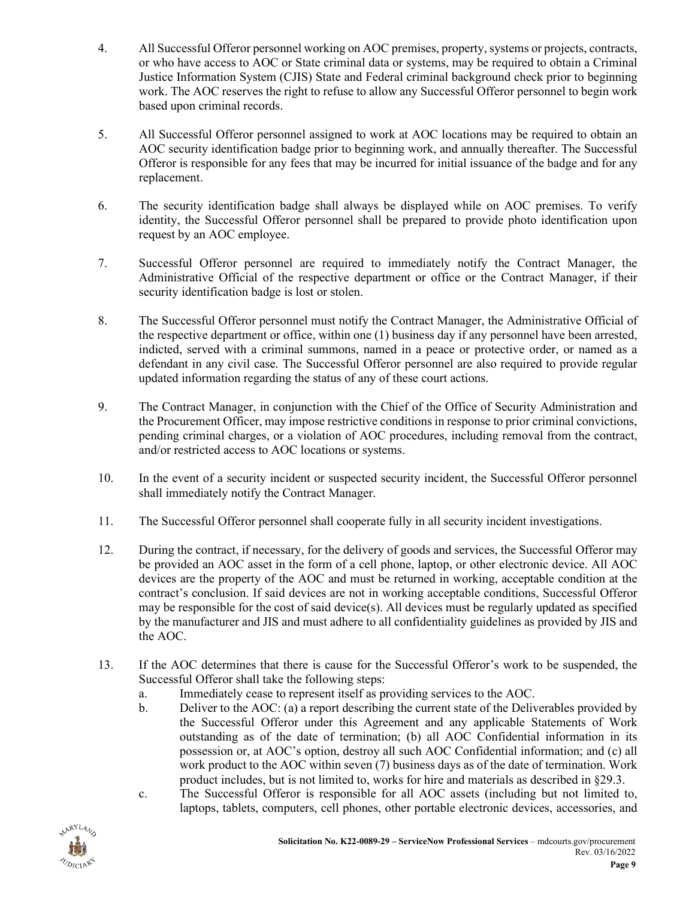4. All Successful Offeror personnel working on AOC premises, property, systems or projects, contracts, or who have access to AOC or State criminal data or systems, may be required to obtain a Criminal Justice Information System (CJIS) State and Federal criminal background check prior to beginning work. The AOC reserves the right to refuse to allow any Successful Offeror personnel to begin work based upon criminal records.

5. All Successful Offeror personnel assigned to work at AOC locations may be required to obtain an AOC security identification badge prior to beginning work, and annually thereafter. The Successful Offeror is responsible for any fees that may be incurred for initial issuance of the badge and for any replacement.

6. The security identification badge shall always be displayed while on AOC premises. To verify identity, the Successful Offeror personnel shall be prepared to provide photo identification upon request by an AOC employee.

7. Successful Offeror personnel are required to immediately notify the Contract Manager, the Administrative Official of the respective department or office or the Contract Manager, if their security identification badge is lost or stolen.

8. The Successful Offeror personnel must notify the Contract Manager, the Administrative Official of the respective department or office, within one (1) business day if any personnel have been arrested, indicted, served with a criminal summons, named in a peace or protective order, or named as a defendant in any civil case. The Successful Offeror personnel are also required to provide regular updated information regarding the status of any of these court actions.

9. The Contract Manager, in conjunction with the Chief of the Office of Security Administration and the Procurement Officer, may impose restrictive conditions in response to prior criminal convictions, pending criminal charges, or a violation of AOC procedures, including removal from the contract, and/or restricted access to AOC locations or systems.

10. In the event of a security incident or suspected security incident, the Successful Offeror personnel shall immediately notify the Contract Manager.

11. The Successful Offeror personnel shall cooperate fully in all security incident investigations.

12. During the contract, if necessary, for the delivery of goods and services, the Successful Offeror may be provided an AOC asset in the form of a cell phone, laptop, or other electronic device. All AOC devices are the property of the AOC and must be returned in working, acceptable condition at the contract's conclusion. If said devices are not in working acceptable conditions, Successful Offeror may be responsible for the cost of said device(s). All devices must be regularly updated as specified by the manufacturer and JIS and must adhere to all confidentiality guidelines as provided by JIS and the AOC.

13. If the AOC determines that there is cause for the Successful Offeror's work to be suspended, the Successful Offeror shall take the following steps:
    a. Immediately cease to represent itself as providing services to the AOC.
    b. Deliver to the AOC: (a) a report describing the current state of the Deliverables provided by the Successful Offeror under this Agreement and any applicable Statements of Work outstanding as of the date of termination; (b) all AOC Confidential information in its possession or, at AOC's option, destroy all such AOC Confidential information; and (c) all work product to the AOC within seven (7) business days as of the date of termination. Work product includes, but is not limited to, works for hire and materials as described in §29.3.
    c. The Successful Offeror is responsible for all AOC assets (including but not limited to, laptops, tablets, computers, cell phones, other portable electronic devices, accessories, and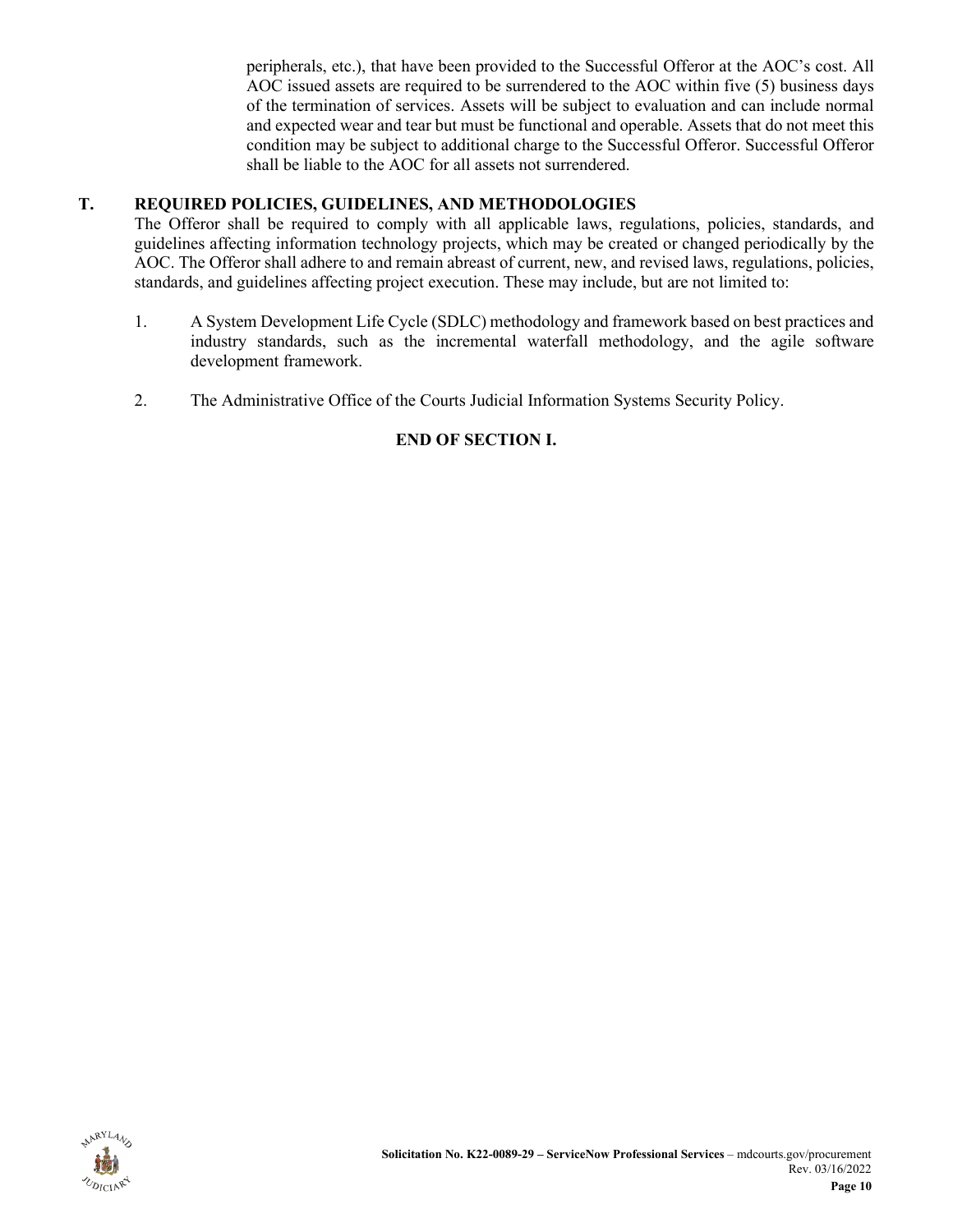peripherals, etc.), that have been provided to the Successful Offeror at the AOC's cost. All AOC issued assets are required to be surrendered to the AOC within five (5) business days of the termination of services. Assets will be subject to evaluation and can include normal and expected wear and tear but must be functional and operable. Assets that do not meet this condition may be subject to additional charge to the Successful Offeror. Successful Offeror shall be liable to the AOC for all assets not surrendered.

## T. REQUIRED POLICIES, GUIDELINES, AND METHODOLOGIES

The Offeror shall be required to comply with all applicable laws, regulations, policies, standards, and guidelines affecting information technology projects, which may be created or changed periodically by the AOC. The Offeror shall adhere to and remain abreast of current, new, and revised laws, regulations, policies, standards, and guidelines affecting project execution. These may include, but are not limited to:

1. A System Development Life Cycle (SDLC) methodology and framework based on best practices and industry standards, such as the incremental waterfall methodology, and the agile software development framework.

2. The Administrative Office of the Courts Judicial Information Systems Security Policy.

**END OF SECTION I.**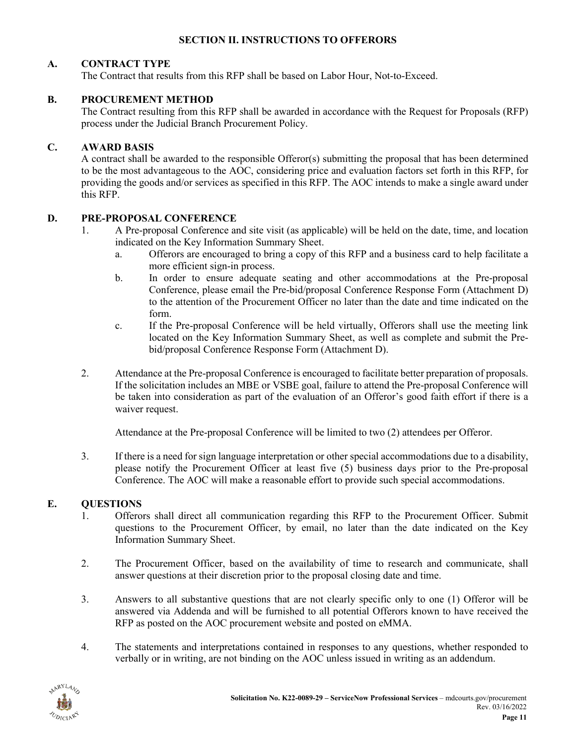## SECTION II. INSTRUCTIONS TO OFFERORS

### A. CONTRACT TYPE

The Contract that results from this RFP shall be based on Labor Hour, Not-to-Exceed.

### B. PROCUREMENT METHOD

The Contract resulting from this RFP shall be awarded in accordance with the Request for Proposals (RFP) process under the Judicial Branch Procurement Policy.

### C. AWARD BASIS

A contract shall be awarded to the responsible Offeror(s) submitting the proposal that has been determined to be the most advantageous to the AOC, considering price and evaluation factors set forth in this RFP, for providing the goods and/or services as specified in this RFP. The AOC intends to make a single award under this RFP.

### D. PRE-PROPOSAL CONFERENCE

1. A Pre-proposal Conference and site visit (as applicable) will be held on the date, time, and location indicated on the Key Information Summary Sheet.
   a. Offerors are encouraged to bring a copy of this RFP and a business card to help facilitate a more efficient sign-in process.
   b. In order to ensure adequate seating and other accommodations at the Pre-proposal Conference, please email the Pre-bid/proposal Conference Response Form (Attachment D) to the attention of the Procurement Officer no later than the date and time indicated on the form.
   c. If the Pre-proposal Conference will be held virtually, Offerors shall use the meeting link located on the Key Information Summary Sheet, as well as complete and submit the Pre-bid/proposal Conference Response Form (Attachment D).

2. Attendance at the Pre-proposal Conference is encouraged to facilitate better preparation of proposals. If the solicitation includes an MBE or VSBE goal, failure to attend the Pre-proposal Conference will be taken into consideration as part of the evaluation of an Offeror's good faith effort if there is a waiver request.

   Attendance at the Pre-proposal Conference will be limited to two (2) attendees per Offeror.

3. If there is a need for sign language interpretation or other special accommodations due to a disability, please notify the Procurement Officer at least five (5) business days prior to the Pre-proposal Conference. The AOC will make a reasonable effort to provide such special accommodations.

### E. QUESTIONS

1. Offerors shall direct all communication regarding this RFP to the Procurement Officer. Submit questions to the Procurement Officer, by email, no later than the date indicated on the Key Information Summary Sheet.

2. The Procurement Officer, based on the availability of time to research and communicate, shall answer questions at their discretion prior to the proposal closing date and time.

3. Answers to all substantive questions that are not clearly specific only to one (1) Offeror will be answered via Addenda and will be furnished to all potential Offerors known to have received the RFP as posted on the AOC procurement website and posted on eMMA.

4. The statements and interpretations contained in responses to any questions, whether responded to verbally or in writing, are not binding on the AOC unless issued in writing as an addendum.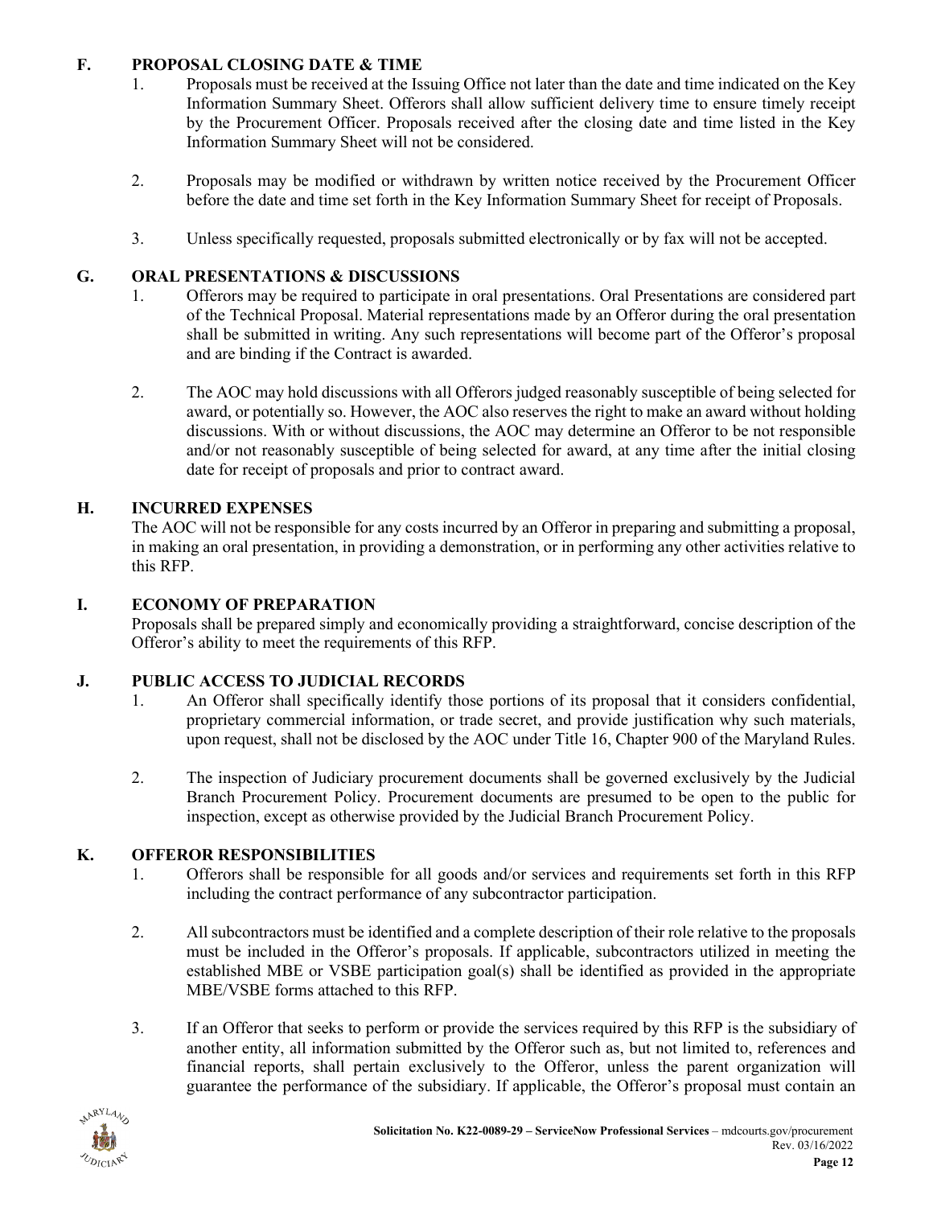## F. PROPOSAL CLOSING DATE & TIME

1. Proposals must be received at the Issuing Office not later than the date and time indicated on the Key Information Summary Sheet. Offerors shall allow sufficient delivery time to ensure timely receipt by the Procurement Officer. Proposals received after the closing date and time listed in the Key Information Summary Sheet will not be considered.

2. Proposals may be modified or withdrawn by written notice received by the Procurement Officer before the date and time set forth in the Key Information Summary Sheet for receipt of Proposals.

3. Unless specifically requested, proposals submitted electronically or by fax will not be accepted.

## G. ORAL PRESENTATIONS & DISCUSSIONS

1. Offerors may be required to participate in oral presentations. Oral Presentations are considered part of the Technical Proposal. Material representations made by an Offeror during the oral presentation shall be submitted in writing. Any such representations will become part of the Offeror's proposal and are binding if the Contract is awarded.

2. The AOC may hold discussions with all Offerors judged reasonably susceptible of being selected for award, or potentially so. However, the AOC also reserves the right to make an award without holding discussions. With or without discussions, the AOC may determine an Offeror to be not responsible and/or not reasonably susceptible of being selected for award, at any time after the initial closing date for receipt of proposals and prior to contract award.

## H. INCURRED EXPENSES

The AOC will not be responsible for any costs incurred by an Offeror in preparing and submitting a proposal, in making an oral presentation, in providing a demonstration, or in performing any other activities relative to this RFP.

## I. ECONOMY OF PREPARATION

Proposals shall be prepared simply and economically providing a straightforward, concise description of the Offeror's ability to meet the requirements of this RFP.

## J. PUBLIC ACCESS TO JUDICIAL RECORDS

1. An Offeror shall specifically identify those portions of its proposal that it considers confidential, proprietary commercial information, or trade secret, and provide justification why such materials, upon request, shall not be disclosed by the AOC under Title 16, Chapter 900 of the Maryland Rules.

2. The inspection of Judiciary procurement documents shall be governed exclusively by the Judicial Branch Procurement Policy. Procurement documents are presumed to be open to the public for inspection, except as otherwise provided by the Judicial Branch Procurement Policy.

## K. OFFEROR RESPONSIBILITIES

1. Offerors shall be responsible for all goods and/or services and requirements set forth in this RFP including the contract performance of any subcontractor participation.

2. All subcontractors must be identified and a complete description of their role relative to the proposals must be included in the Offeror's proposals. If applicable, subcontractors utilized in meeting the established MBE or VSBE participation goal(s) shall be identified as provided in the appropriate MBE/VSBE forms attached to this RFP.

3. If an Offeror that seeks to perform or provide the services required by this RFP is the subsidiary of another entity, all information submitted by the Offeror such as, but not limited to, references and financial reports, shall pertain exclusively to the Offeror, unless the parent organization will guarantee the performance of the subsidiary. If applicable, the Offeror's proposal must contain an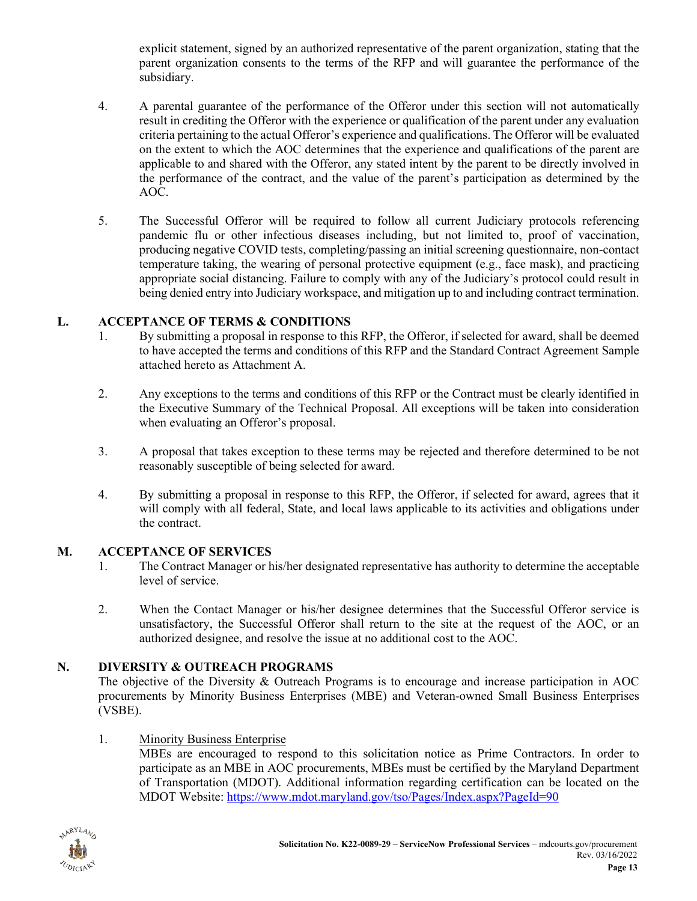explicit statement, signed by an authorized representative of the parent organization, stating that the parent organization consents to the terms of the RFP and will guarantee the performance of the subsidiary.

4. A parental guarantee of the performance of the Offeror under this section will not automatically result in crediting the Offeror with the experience or qualification of the parent under any evaluation criteria pertaining to the actual Offeror's experience and qualifications. The Offeror will be evaluated on the extent to which the AOC determines that the experience and qualifications of the parent are applicable to and shared with the Offeror, any stated intent by the parent to be directly involved in the performance of the contract, and the value of the parent's participation as determined by the AOC.

5. The Successful Offeror will be required to follow all current Judiciary protocols referencing pandemic flu or other infectious diseases including, but not limited to, proof of vaccination, producing negative COVID tests, completing/passing an initial screening questionnaire, non-contact temperature taking, the wearing of personal protective equipment (e.g., face mask), and practicing appropriate social distancing. Failure to comply with any of the Judiciary's protocol could result in being denied entry into Judiciary workspace, and mitigation up to and including contract termination.

## L. ACCEPTANCE OF TERMS & CONDITIONS

1. By submitting a proposal in response to this RFP, the Offeror, if selected for award, shall be deemed to have accepted the terms and conditions of this RFP and the Standard Contract Agreement Sample attached hereto as Attachment A.

2. Any exceptions to the terms and conditions of this RFP or the Contract must be clearly identified in the Executive Summary of the Technical Proposal. All exceptions will be taken into consideration when evaluating an Offeror's proposal.

3. A proposal that takes exception to these terms may be rejected and therefore determined to be not reasonably susceptible of being selected for award.

4. By submitting a proposal in response to this RFP, the Offeror, if selected for award, agrees that it will comply with all federal, State, and local laws applicable to its activities and obligations under the contract.

## M. ACCEPTANCE OF SERVICES

1. The Contract Manager or his/her designated representative has authority to determine the acceptable level of service.

2. When the Contact Manager or his/her designee determines that the Successful Offeror service is unsatisfactory, the Successful Offeror shall return to the site at the request of the AOC, or an authorized designee, and resolve the issue at no additional cost to the AOC.

## N. DIVERSITY & OUTREACH PROGRAMS

The objective of the Diversity & Outreach Programs is to encourage and increase participation in AOC procurements by Minority Business Enterprises (MBE) and Veteran-owned Small Business Enterprises (VSBE).

1. Minority Business Enterprise

   MBEs are encouraged to respond to this solicitation notice as Prime Contractors. In order to participate as an MBE in AOC procurements, MBEs must be certified by the Maryland Department of Transportation (MDOT). Additional information regarding certification can be located on the MDOT Website: https://www.mdot.maryland.gov/tso/Pages/Index.aspx?PageId=90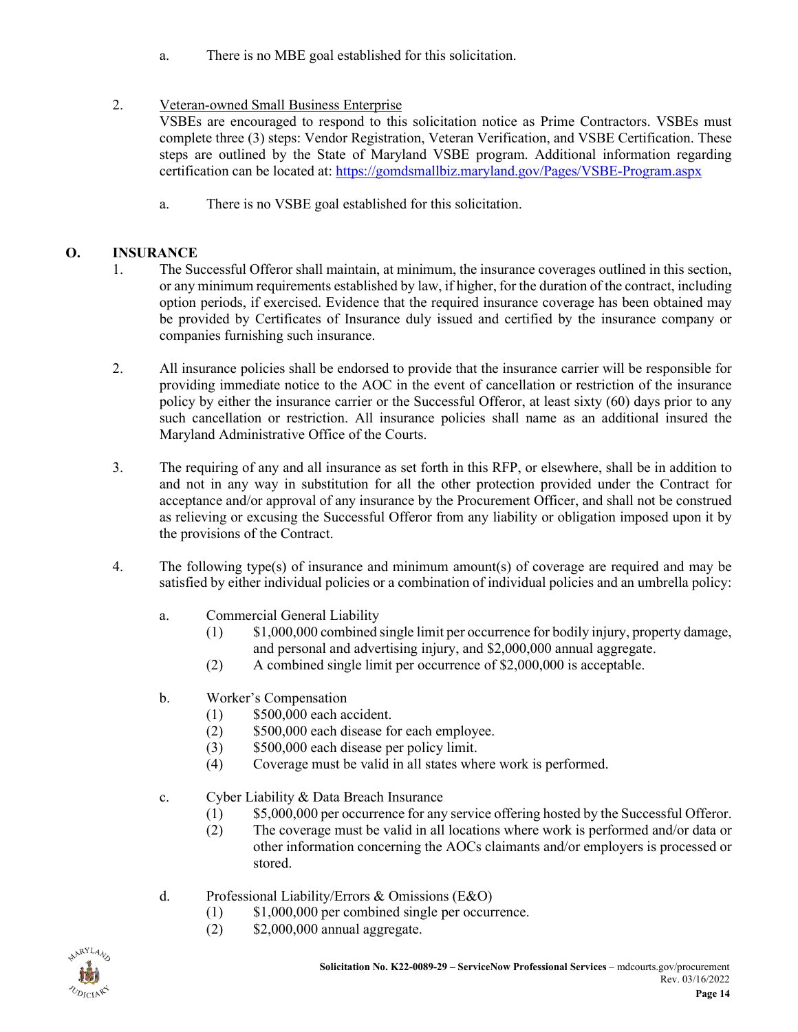a. There is no MBE goal established for this solicitation.

2. Veteran-owned Small Business Enterprise

   VSBEs are encouraged to respond to this solicitation notice as Prime Contractors. VSBEs must complete three (3) steps: Vendor Registration, Veteran Verification, and VSBE Certification. These steps are outlined by the State of Maryland VSBE program. Additional information regarding certification can be located at: https://gomdsmallbiz.maryland.gov/Pages/VSBE-Program.aspx

   a. There is no VSBE goal established for this solicitation.

## O. INSURANCE

1. The Successful Offeror shall maintain, at minimum, the insurance coverages outlined in this section, or any minimum requirements established by law, if higher, for the duration of the contract, including option periods, if exercised. Evidence that the required insurance coverage has been obtained may be provided by Certificates of Insurance duly issued and certified by the insurance company or companies furnishing such insurance.

2. All insurance policies shall be endorsed to provide that the insurance carrier will be responsible for providing immediate notice to the AOC in the event of cancellation or restriction of the insurance policy by either the insurance carrier or the Successful Offeror, at least sixty (60) days prior to any such cancellation or restriction. All insurance policies shall name as an additional insured the Maryland Administrative Office of the Courts.

3. The requiring of any and all insurance as set forth in this RFP, or elsewhere, shall be in addition to and not in any way in substitution for all the other protection provided under the Contract for acceptance and/or approval of any insurance by the Procurement Officer, and shall not be construed as relieving or excusing the Successful Offeror from any liability or obligation imposed upon it by the provisions of the Contract.

4. The following type(s) of insurance and minimum amount(s) of coverage are required and may be satisfied by either individual policies or a combination of individual policies and an umbrella policy:

   a. Commercial General Liability
      (1) $1,000,000 combined single limit per occurrence for bodily injury, property damage, and personal and advertising injury, and $2,000,000 annual aggregate.
      (2) A combined single limit per occurrence of $2,000,000 is acceptable.

   b. Worker's Compensation
      (1) $500,000 each accident.
      (2) $500,000 each disease for each employee.
      (3) $500,000 each disease per policy limit.
      (4) Coverage must be valid in all states where work is performed.

   c. Cyber Liability & Data Breach Insurance
      (1) $5,000,000 per occurrence for any service offering hosted by the Successful Offeror.
      (2) The coverage must be valid in all locations where work is performed and/or data or other information concerning the AOCs claimants and/or employers is processed or stored.

   d. Professional Liability/Errors & Omissions (E&O)
      (1) $1,000,000 per combined single per occurrence.
      (2) $2,000,000 annual aggregate.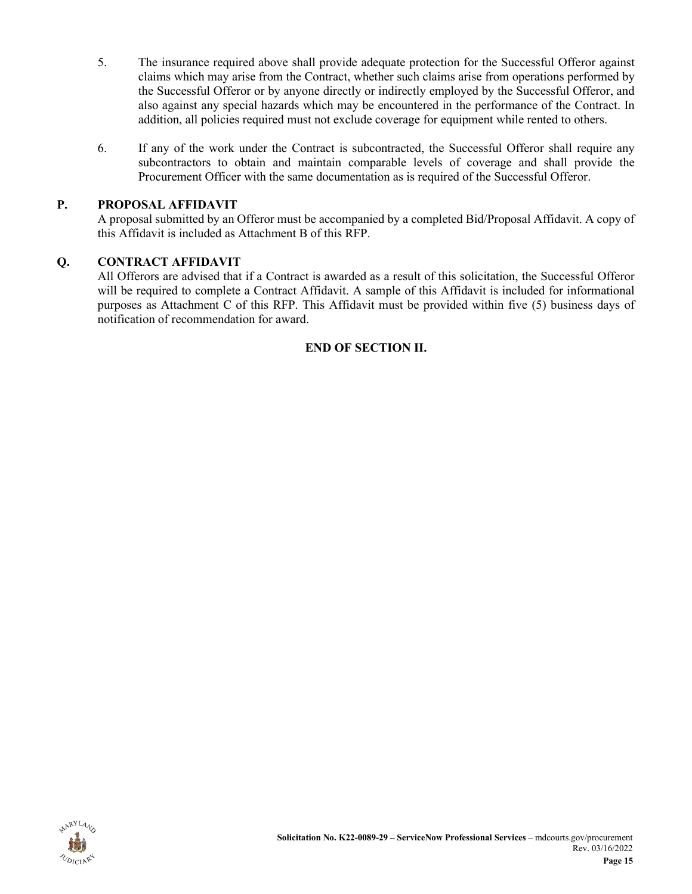5. The insurance required above shall provide adequate protection for the Successful Offeror against claims which may arise from the Contract, whether such claims arise from operations performed by the Successful Offeror or by anyone directly or indirectly employed by the Successful Offeror, and also against any special hazards which may be encountered in the performance of the Contract. In addition, all policies required must not exclude coverage for equipment while rented to others.

6. If any of the work under the Contract is subcontracted, the Successful Offeror shall require any subcontractors to obtain and maintain comparable levels of coverage and shall provide the Procurement Officer with the same documentation as is required of the Successful Offeror.

## P. PROPOSAL AFFIDAVIT

A proposal submitted by an Offeror must be accompanied by a completed Bid/Proposal Affidavit. A copy of this Affidavit is included as Attachment B of this RFP.

## Q. CONTRACT AFFIDAVIT

All Offerors are advised that if a Contract is awarded as a result of this solicitation, the Successful Offeror will be required to complete a Contract Affidavit. A sample of this Affidavit is included for informational purposes as Attachment C of this RFP. This Affidavit must be provided within five (5) business days of notification of recommendation for award.

**END OF SECTION II.**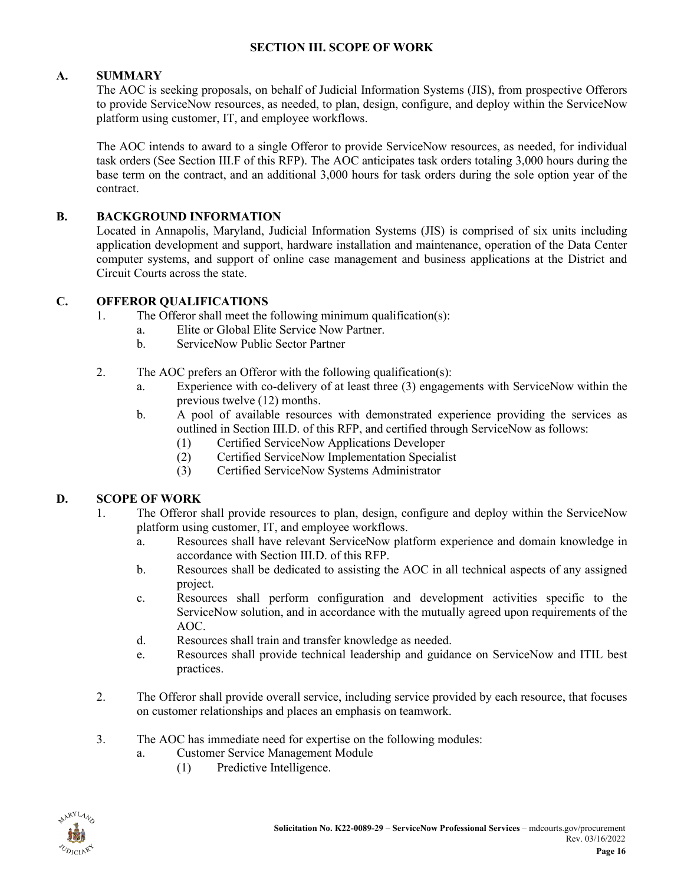## SECTION III. SCOPE OF WORK

### A. SUMMARY

The AOC is seeking proposals, on behalf of Judicial Information Systems (JIS), from prospective Offerors to provide ServiceNow resources, as needed, to plan, design, configure, and deploy within the ServiceNow platform using customer, IT, and employee workflows.

The AOC intends to award to a single Offeror to provide ServiceNow resources, as needed, for individual task orders (See Section III.F of this RFP). The AOC anticipates task orders totaling 3,000 hours during the base term on the contract, and an additional 3,000 hours for task orders during the sole option year of the contract.

### B. BACKGROUND INFORMATION

Located in Annapolis, Maryland, Judicial Information Systems (JIS) is comprised of six units including application development and support, hardware installation and maintenance, operation of the Data Center computer systems, and support of online case management and business applications at the District and Circuit Courts across the state.

### C. OFFEROR QUALIFICATIONS

1. The Offeror shall meet the following minimum qualification(s):
   a. Elite or Global Elite Service Now Partner.
   b. ServiceNow Public Sector Partner

2. The AOC prefers an Offeror with the following qualification(s):
   a. Experience with co-delivery of at least three (3) engagements with ServiceNow within the previous twelve (12) months.
   b. A pool of available resources with demonstrated experience providing the services as outlined in Section III.D. of this RFP, and certified through ServiceNow as follows:
      (1) Certified ServiceNow Applications Developer
      (2) Certified ServiceNow Implementation Specialist
      (3) Certified ServiceNow Systems Administrator

### D. SCOPE OF WORK

1. The Offeror shall provide resources to plan, design, configure and deploy within the ServiceNow platform using customer, IT, and employee workflows.
   a. Resources shall have relevant ServiceNow platform experience and domain knowledge in accordance with Section III.D. of this RFP.
   b. Resources shall be dedicated to assisting the AOC in all technical aspects of any assigned project.
   c. Resources shall perform configuration and development activities specific to the ServiceNow solution, and in accordance with the mutually agreed upon requirements of the AOC.
   d. Resources shall train and transfer knowledge as needed.
   e. Resources shall provide technical leadership and guidance on ServiceNow and ITIL best practices.

2. The Offeror shall provide overall service, including service provided by each resource, that focuses on customer relationships and places an emphasis on teamwork.

3. The AOC has immediate need for expertise on the following modules:
   a. Customer Service Management Module
      (1) Predictive Intelligence.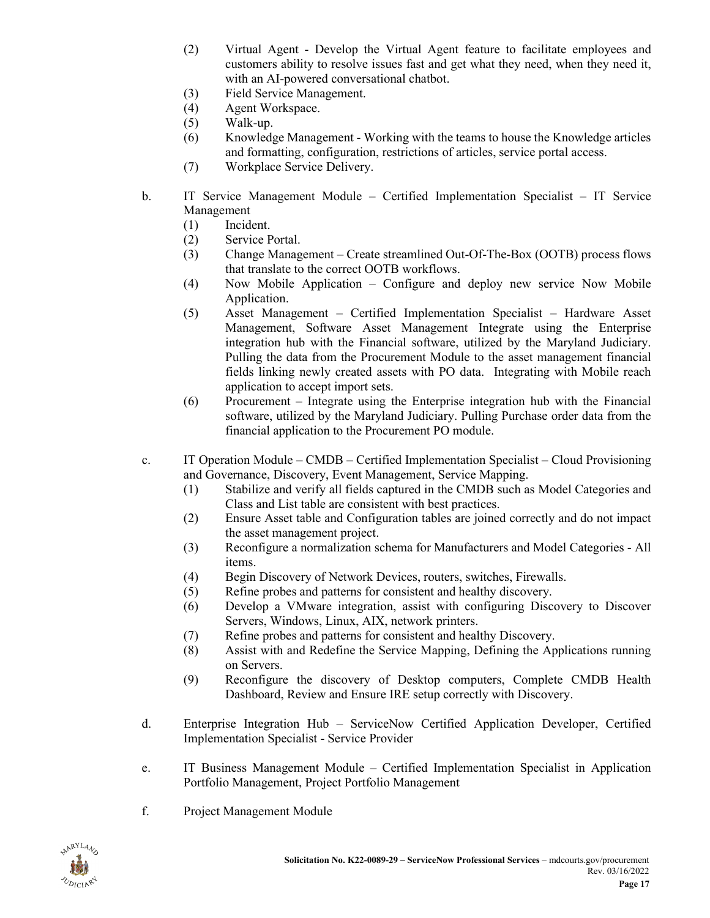(2) Virtual Agent - Develop the Virtual Agent feature to facilitate employees and customers ability to resolve issues fast and get what they need, when they need it, with an AI-powered conversational chatbot.
(3) Field Service Management.
(4) Agent Workspace.
(5) Walk-up.
(6) Knowledge Management - Working with the teams to house the Knowledge articles and formatting, configuration, restrictions of articles, service portal access.
(7) Workplace Service Delivery.

b. IT Service Management Module – Certified Implementation Specialist – IT Service Management
(1) Incident.
(2) Service Portal.
(3) Change Management – Create streamlined Out-Of-The-Box (OOTB) process flows that translate to the correct OOTB workflows.
(4) Now Mobile Application – Configure and deploy new service Now Mobile Application.
(5) Asset Management – Certified Implementation Specialist – Hardware Asset Management, Software Asset Management Integrate using the Enterprise integration hub with the Financial software, utilized by the Maryland Judiciary. Pulling the data from the Procurement Module to the asset management financial fields linking newly created assets with PO data. Integrating with Mobile reach application to accept import sets.
(6) Procurement – Integrate using the Enterprise integration hub with the Financial software, utilized by the Maryland Judiciary. Pulling Purchase order data from the financial application to the Procurement PO module.

c. IT Operation Module – CMDB – Certified Implementation Specialist – Cloud Provisioning and Governance, Discovery, Event Management, Service Mapping.
(1) Stabilize and verify all fields captured in the CMDB such as Model Categories and Class and List table are consistent with best practices.
(2) Ensure Asset table and Configuration tables are joined correctly and do not impact the asset management project.
(3) Reconfigure a normalization schema for Manufacturers and Model Categories - All items.
(4) Begin Discovery of Network Devices, routers, switches, Firewalls.
(5) Refine probes and patterns for consistent and healthy discovery.
(6) Develop a VMware integration, assist with configuring Discovery to Discover Servers, Windows, Linux, AIX, network printers.
(7) Refine probes and patterns for consistent and healthy Discovery.
(8) Assist with and Redefine the Service Mapping, Defining the Applications running on Servers.
(9) Reconfigure the discovery of Desktop computers, Complete CMDB Health Dashboard, Review and Ensure IRE setup correctly with Discovery.

d. Enterprise Integration Hub – ServiceNow Certified Application Developer, Certified Implementation Specialist - Service Provider

e. IT Business Management Module – Certified Implementation Specialist in Application Portfolio Management, Project Portfolio Management

f. Project Management Module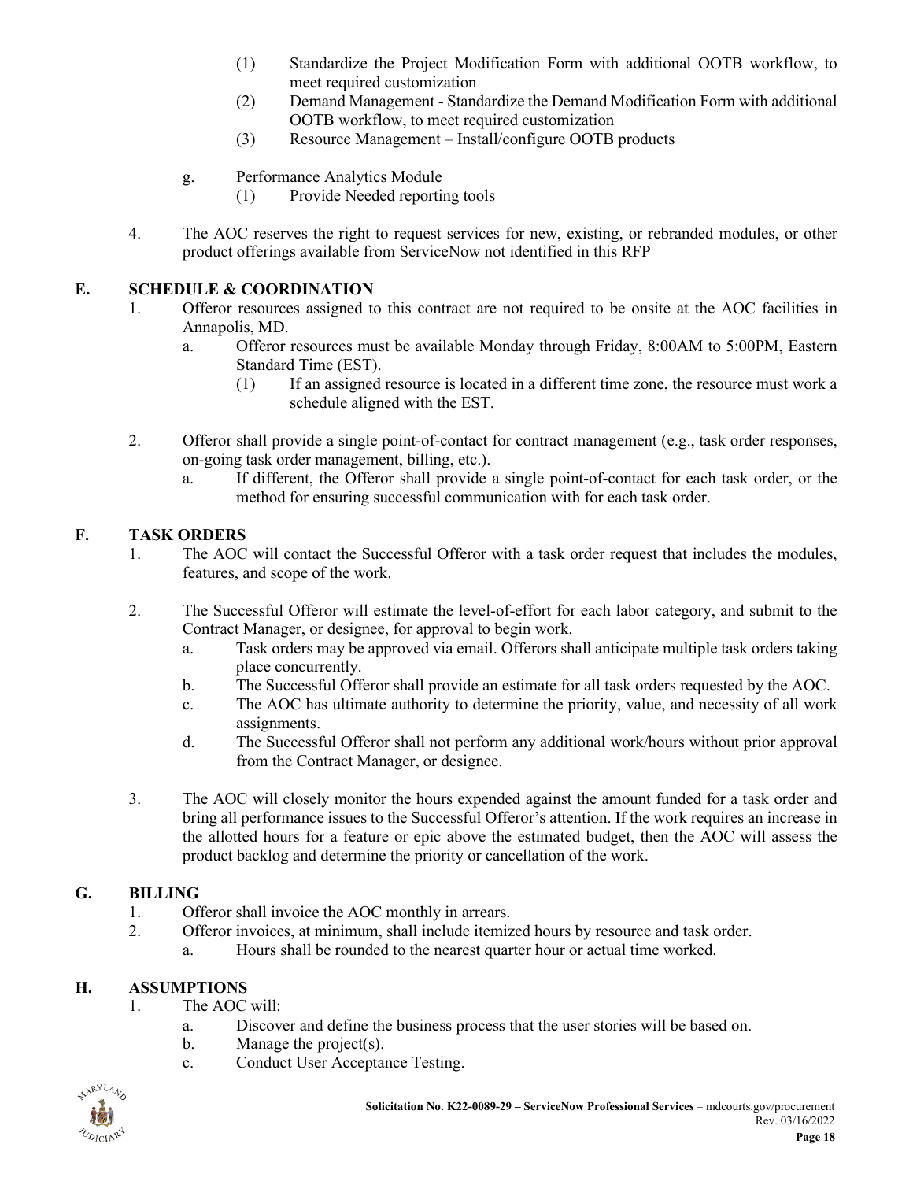(1) Standardize the Project Modification Form with additional OOTB workflow, to meet required customization

(2) Demand Management - Standardize the Demand Modification Form with additional OOTB workflow, to meet required customization

(3) Resource Management – Install/configure OOTB products

g. Performance Analytics Module

(1) Provide Needed reporting tools

4. The AOC reserves the right to request services for new, existing, or rebranded modules, or other product offerings available from ServiceNow not identified in this RFP

## E. SCHEDULE & COORDINATION

1. Offeror resources assigned to this contract are not required to be onsite at the AOC facilities in Annapolis, MD.
   a. Offeror resources must be available Monday through Friday, 8:00AM to 5:00PM, Eastern Standard Time (EST).
      (1) If an assigned resource is located in a different time zone, the resource must work a schedule aligned with the EST.

2. Offeror shall provide a single point-of-contact for contract management (e.g., task order responses, on-going task order management, billing, etc.).
   a. If different, the Offeror shall provide a single point-of-contact for each task order, or the method for ensuring successful communication with for each task order.

## F. TASK ORDERS

1. The AOC will contact the Successful Offeror with a task order request that includes the modules, features, and scope of the work.

2. The Successful Offeror will estimate the level-of-effort for each labor category, and submit to the Contract Manager, or designee, for approval to begin work.
   a. Task orders may be approved via email. Offerors shall anticipate multiple task orders taking place concurrently.
   b. The Successful Offeror shall provide an estimate for all task orders requested by the AOC.
   c. The AOC has ultimate authority to determine the priority, value, and necessity of all work assignments.
   d. The Successful Offeror shall not perform any additional work/hours without prior approval from the Contract Manager, or designee.

3. The AOC will closely monitor the hours expended against the amount funded for a task order and bring all performance issues to the Successful Offeror's attention. If the work requires an increase in the allotted hours for a feature or epic above the estimated budget, then the AOC will assess the product backlog and determine the priority or cancellation of the work.

## G. BILLING

1. Offeror shall invoice the AOC monthly in arrears.
2. Offeror invoices, at minimum, shall include itemized hours by resource and task order.
   a. Hours shall be rounded to the nearest quarter hour or actual time worked.

## H. ASSUMPTIONS

1. The AOC will:
   a. Discover and define the business process that the user stories will be based on.
   b. Manage the project(s).
   c. Conduct User Acceptance Testing.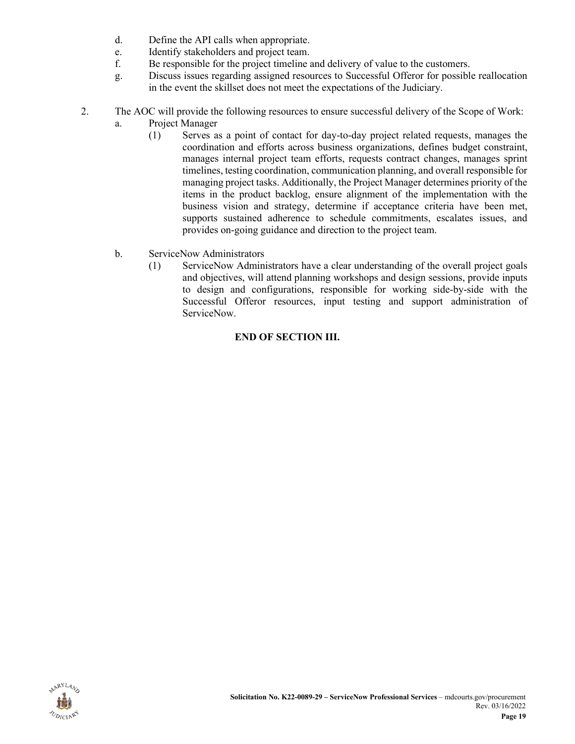d. Define the API calls when appropriate.
e. Identify stakeholders and project team.
f. Be responsible for the project timeline and delivery of value to the customers.
g. Discuss issues regarding assigned resources to Successful Offeror for possible reallocation in the event the skillset does not meet the expectations of the Judiciary.

2. The AOC will provide the following resources to ensure successful delivery of the Scope of Work:
   a. Project Manager
      (1) Serves as a point of contact for day-to-day project related requests, manages the coordination and efforts across business organizations, defines budget constraint, manages internal project team efforts, requests contract changes, manages sprint timelines, testing coordination, communication planning, and overall responsible for managing project tasks. Additionally, the Project Manager determines priority of the items in the product backlog, ensure alignment of the implementation with the business vision and strategy, determine if acceptance criteria have been met, supports sustained adherence to schedule commitments, escalates issues, and provides on-going guidance and direction to the project team.

   b. ServiceNow Administrators
      (1) ServiceNow Administrators have a clear understanding of the overall project goals and objectives, will attend planning workshops and design sessions, provide inputs to design and configurations, responsible for working side-by-side with the Successful Offeror resources, input testing and support administration of ServiceNow.

**END OF SECTION III.**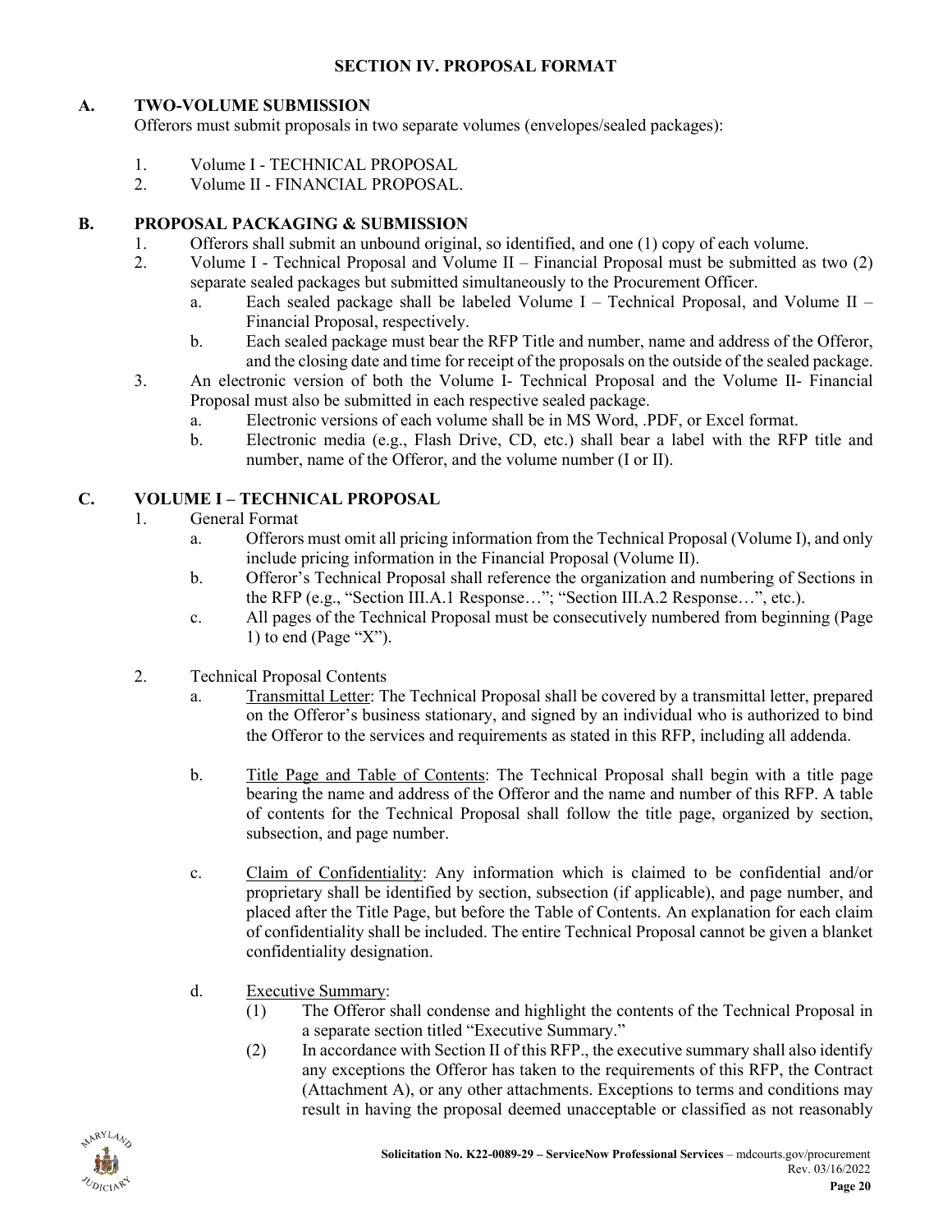# SECTION IV. PROPOSAL FORMAT

## A. TWO-VOLUME SUBMISSION

Offerors must submit proposals in two separate volumes (envelopes/sealed packages):

1. Volume I - TECHNICAL PROPOSAL
2. Volume II - FINANCIAL PROPOSAL.

## B. PROPOSAL PACKAGING & SUBMISSION

1. Offerors shall submit an unbound original, so identified, and one (1) copy of each volume.
2. Volume I - Technical Proposal and Volume II – Financial Proposal must be submitted as two (2) separate sealed packages but submitted simultaneously to the Procurement Officer.
   a. Each sealed package shall be labeled Volume I – Technical Proposal, and Volume II – Financial Proposal, respectively.
   b. Each sealed package must bear the RFP Title and number, name and address of the Offeror, and the closing date and time for receipt of the proposals on the outside of the sealed package.
3. An electronic version of both the Volume I- Technical Proposal and the Volume II- Financial Proposal must also be submitted in each respective sealed package.
   a. Electronic versions of each volume shall be in MS Word, .PDF, or Excel format.
   b. Electronic media (e.g., Flash Drive, CD, etc.) shall bear a label with the RFP title and number, name of the Offeror, and the volume number (I or II).

## C. VOLUME I – TECHNICAL PROPOSAL

1. General Format
   a. Offerors must omit all pricing information from the Technical Proposal (Volume I), and only include pricing information in the Financial Proposal (Volume II).
   b. Offeror's Technical Proposal shall reference the organization and numbering of Sections in the RFP (e.g., "Section III.A.1 Response…"; "Section III.A.2 Response…", etc.).
   c. All pages of the Technical Proposal must be consecutively numbered from beginning (Page 1) to end (Page "X").

2. Technical Proposal Contents
   a. <u>Transmittal Letter</u>: The Technical Proposal shall be covered by a transmittal letter, prepared on the Offeror's business stationary, and signed by an individual who is authorized to bind the Offeror to the services and requirements as stated in this RFP, including all addenda.

   b. <u>Title Page and Table of Contents</u>: The Technical Proposal shall begin with a title page bearing the name and address of the Offeror and the name and number of this RFP. A table of contents for the Technical Proposal shall follow the title page, organized by section, subsection, and page number.

   c. <u>Claim of Confidentiality</u>: Any information which is claimed to be confidential and/or proprietary shall be identified by section, subsection (if applicable), and page number, and placed after the Title Page, but before the Table of Contents. An explanation for each claim of confidentiality shall be included. The entire Technical Proposal cannot be given a blanket confidentiality designation.

   d. <u>Executive Summary</u>:
      (1) The Offeror shall condense and highlight the contents of the Technical Proposal in a separate section titled "Executive Summary."
      (2) In accordance with Section II of this RFP., the executive summary shall also identify any exceptions the Offeror has taken to the requirements of this RFP, the Contract (Attachment A), or any other attachments. Exceptions to terms and conditions may result in having the proposal deemed unacceptable or classified as not reasonably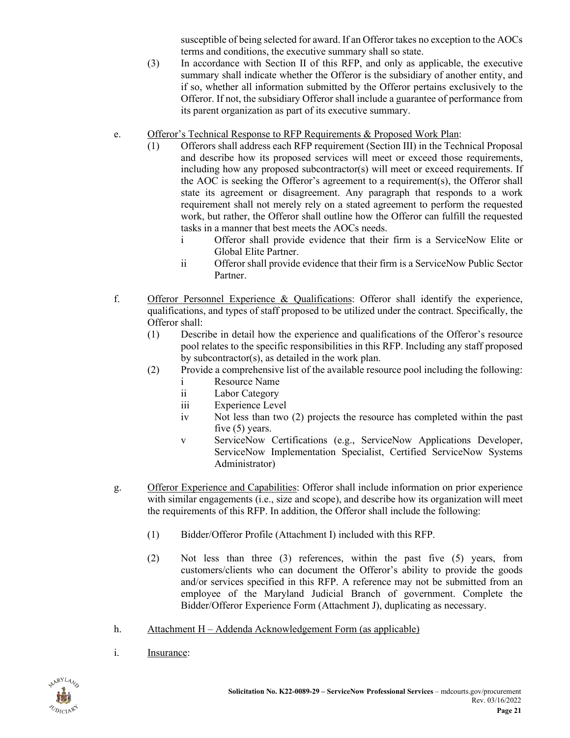susceptible of being selected for award. If an Offeror takes no exception to the AOCs terms and conditions, the executive summary shall so state.

(3) In accordance with Section II of this RFP, and only as applicable, the executive summary shall indicate whether the Offeror is the subsidiary of another entity, and if so, whether all information submitted by the Offeror pertains exclusively to the Offeror. If not, the subsidiary Offeror shall include a guarantee of performance from its parent organization as part of its executive summary.

e. <u>Offeror's Technical Response to RFP Requirements & Proposed Work Plan</u>:

(1) Offerors shall address each RFP requirement (Section III) in the Technical Proposal and describe how its proposed services will meet or exceed those requirements, including how any proposed subcontractor(s) will meet or exceed requirements. If the AOC is seeking the Offeror's agreement to a requirement(s), the Offeror shall state its agreement or disagreement. Any paragraph that responds to a work requirement shall not merely rely on a stated agreement to perform the requested work, but rather, the Offeror shall outline how the Offeror can fulfill the requested tasks in a manner that best meets the AOCs needs.

i Offeror shall provide evidence that their firm is a ServiceNow Elite or Global Elite Partner.

ii Offeror shall provide evidence that their firm is a ServiceNow Public Sector Partner.

f. <u>Offeror Personnel Experience & Qualifications</u>: Offeror shall identify the experience, qualifications, and types of staff proposed to be utilized under the contract. Specifically, the Offeror shall:

(1) Describe in detail how the experience and qualifications of the Offeror's resource pool relates to the specific responsibilities in this RFP. Including any staff proposed by subcontractor(s), as detailed in the work plan.

(2) Provide a comprehensive list of the available resource pool including the following:

i Resource Name

ii Labor Category

iii Experience Level

iv Not less than two (2) projects the resource has completed within the past five (5) years.

v ServiceNow Certifications (e.g., ServiceNow Applications Developer, ServiceNow Implementation Specialist, Certified ServiceNow Systems Administrator)

g. <u>Offeror Experience and Capabilities</u>: Offeror shall include information on prior experience with similar engagements (i.e., size and scope), and describe how its organization will meet the requirements of this RFP. In addition, the Offeror shall include the following:

(1) Bidder/Offeror Profile (Attachment I) included with this RFP.

(2) Not less than three (3) references, within the past five (5) years, from customers/clients who can document the Offeror's ability to provide the goods and/or services specified in this RFP. A reference may not be submitted from an employee of the Maryland Judicial Branch of government. Complete the Bidder/Offeror Experience Form (Attachment J), duplicating as necessary.

h. <u>Attachment H – Addenda Acknowledgement Form (as applicable)</u>

i. <u>Insurance</u>: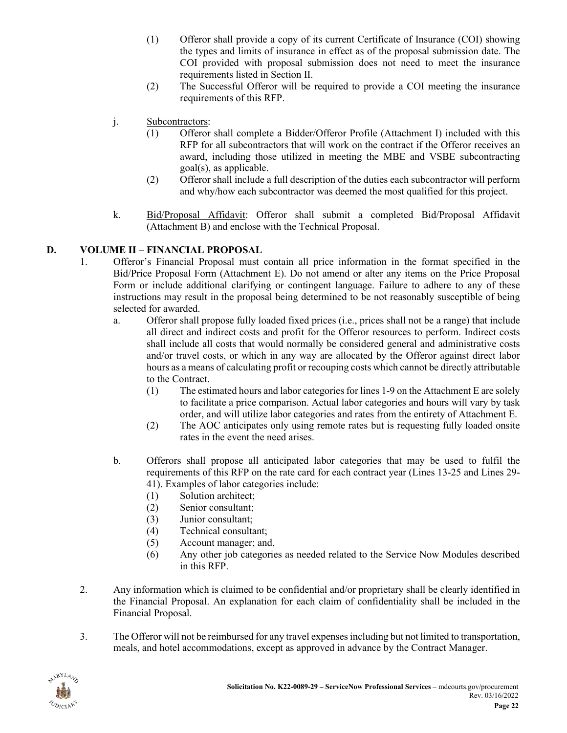(1) Offeror shall provide a copy of its current Certificate of Insurance (COI) showing the types and limits of insurance in effect as of the proposal submission date. The COI provided with proposal submission does not need to meet the insurance requirements listed in Section II.

(2) The Successful Offeror will be required to provide a COI meeting the insurance requirements of this RFP.

j. Subcontractors:

(1) Offeror shall complete a Bidder/Offeror Profile (Attachment I) included with this RFP for all subcontractors that will work on the contract if the Offeror receives an award, including those utilized in meeting the MBE and VSBE subcontracting goal(s), as applicable.

(2) Offeror shall include a full description of the duties each subcontractor will perform and why/how each subcontractor was deemed the most qualified for this project.

k. Bid/Proposal Affidavit: Offeror shall submit a completed Bid/Proposal Affidavit (Attachment B) and enclose with the Technical Proposal.

## D. VOLUME II – FINANCIAL PROPOSAL

1. Offeror's Financial Proposal must contain all price information in the format specified in the Bid/Price Proposal Form (Attachment E). Do not amend or alter any items on the Price Proposal Form or include additional clarifying or contingent language. Failure to adhere to any of these instructions may result in the proposal being determined to be not reasonably susceptible of being selected for awarded.

   a. Offeror shall propose fully loaded fixed prices (i.e., prices shall not be a range) that include all direct and indirect costs and profit for the Offeror resources to perform. Indirect costs shall include all costs that would normally be considered general and administrative costs and/or travel costs, or which in any way are allocated by the Offeror against direct labor hours as a means of calculating profit or recouping costs which cannot be directly attributable to the Contract.

      (1) The estimated hours and labor categories for lines 1-9 on the Attachment E are solely to facilitate a price comparison. Actual labor categories and hours will vary by task order, and will utilize labor categories and rates from the entirety of Attachment E.

      (2) The AOC anticipates only using remote rates but is requesting fully loaded onsite rates in the event the need arises.

   b. Offerors shall propose all anticipated labor categories that may be used to fulfil the requirements of this RFP on the rate card for each contract year (Lines 13-25 and Lines 29-41). Examples of labor categories include:

      (1) Solution architect;

      (2) Senior consultant;

      (3) Junior consultant;

      (4) Technical consultant;

      (5) Account manager; and,

      (6) Any other job categories as needed related to the Service Now Modules described in this RFP.

2. Any information which is claimed to be confidential and/or proprietary shall be clearly identified in the Financial Proposal. An explanation for each claim of confidentiality shall be included in the Financial Proposal.

3. The Offeror will not be reimbursed for any travel expenses including but not limited to transportation, meals, and hotel accommodations, except as approved in advance by the Contract Manager.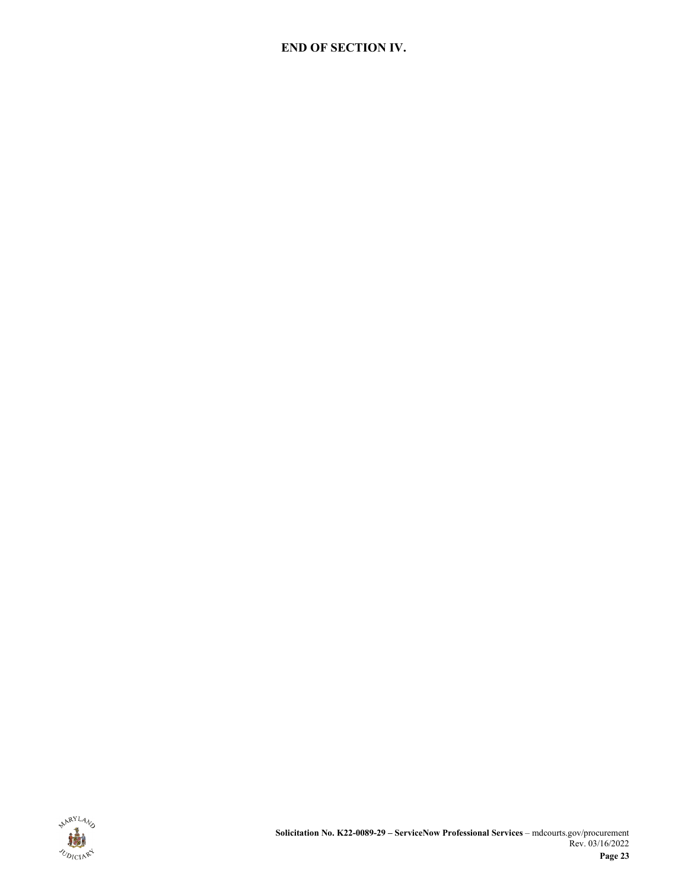**END OF SECTION IV.**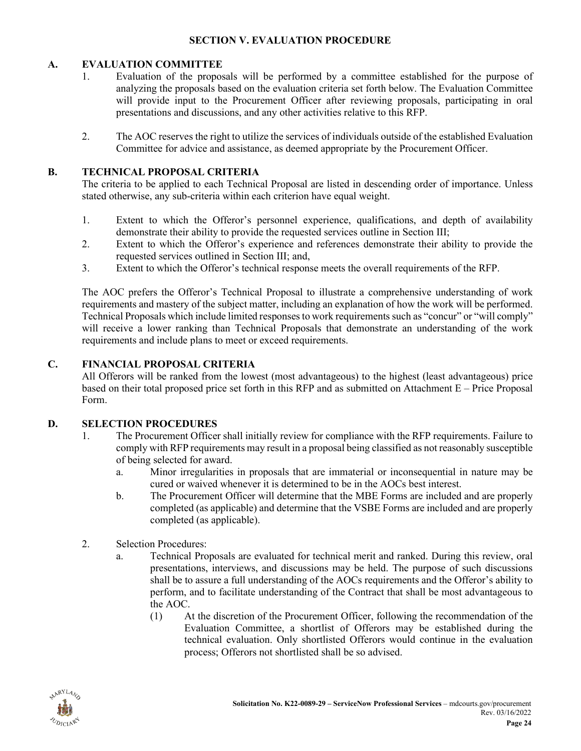## SECTION V. EVALUATION PROCEDURE

### A. EVALUATION COMMITTEE

1. Evaluation of the proposals will be performed by a committee established for the purpose of analyzing the proposals based on the evaluation criteria set forth below. The Evaluation Committee will provide input to the Procurement Officer after reviewing proposals, participating in oral presentations and discussions, and any other activities relative to this RFP.

2. The AOC reserves the right to utilize the services of individuals outside of the established Evaluation Committee for advice and assistance, as deemed appropriate by the Procurement Officer.

### B. TECHNICAL PROPOSAL CRITERIA

The criteria to be applied to each Technical Proposal are listed in descending order of importance. Unless stated otherwise, any sub-criteria within each criterion have equal weight.

1. Extent to which the Offeror's personnel experience, qualifications, and depth of availability demonstrate their ability to provide the requested services outline in Section III;
2. Extent to which the Offeror's experience and references demonstrate their ability to provide the requested services outlined in Section III; and,
3. Extent to which the Offeror's technical response meets the overall requirements of the RFP.

The AOC prefers the Offeror's Technical Proposal to illustrate a comprehensive understanding of work requirements and mastery of the subject matter, including an explanation of how the work will be performed. Technical Proposals which include limited responses to work requirements such as "concur" or "will comply" will receive a lower ranking than Technical Proposals that demonstrate an understanding of the work requirements and include plans to meet or exceed requirements.

### C. FINANCIAL PROPOSAL CRITERIA

All Offerors will be ranked from the lowest (most advantageous) to the highest (least advantageous) price based on their total proposed price set forth in this RFP and as submitted on Attachment E – Price Proposal Form.

### D. SELECTION PROCEDURES

1. The Procurement Officer shall initially review for compliance with the RFP requirements. Failure to comply with RFP requirements may result in a proposal being classified as not reasonably susceptible of being selected for award.
   a. Minor irregularities in proposals that are immaterial or inconsequential in nature may be cured or waived whenever it is determined to be in the AOCs best interest.
   b. The Procurement Officer will determine that the MBE Forms are included and are properly completed (as applicable) and determine that the VSBE Forms are included and are properly completed (as applicable).

2. Selection Procedures:
   a. Technical Proposals are evaluated for technical merit and ranked. During this review, oral presentations, interviews, and discussions may be held. The purpose of such discussions shall be to assure a full understanding of the AOCs requirements and the Offeror's ability to perform, and to facilitate understanding of the Contract that shall be most advantageous to the AOC.
      (1) At the discretion of the Procurement Officer, following the recommendation of the Evaluation Committee, a shortlist of Offerors may be established during the technical evaluation. Only shortlisted Offerors would continue in the evaluation process; Offerors not shortlisted shall be so advised.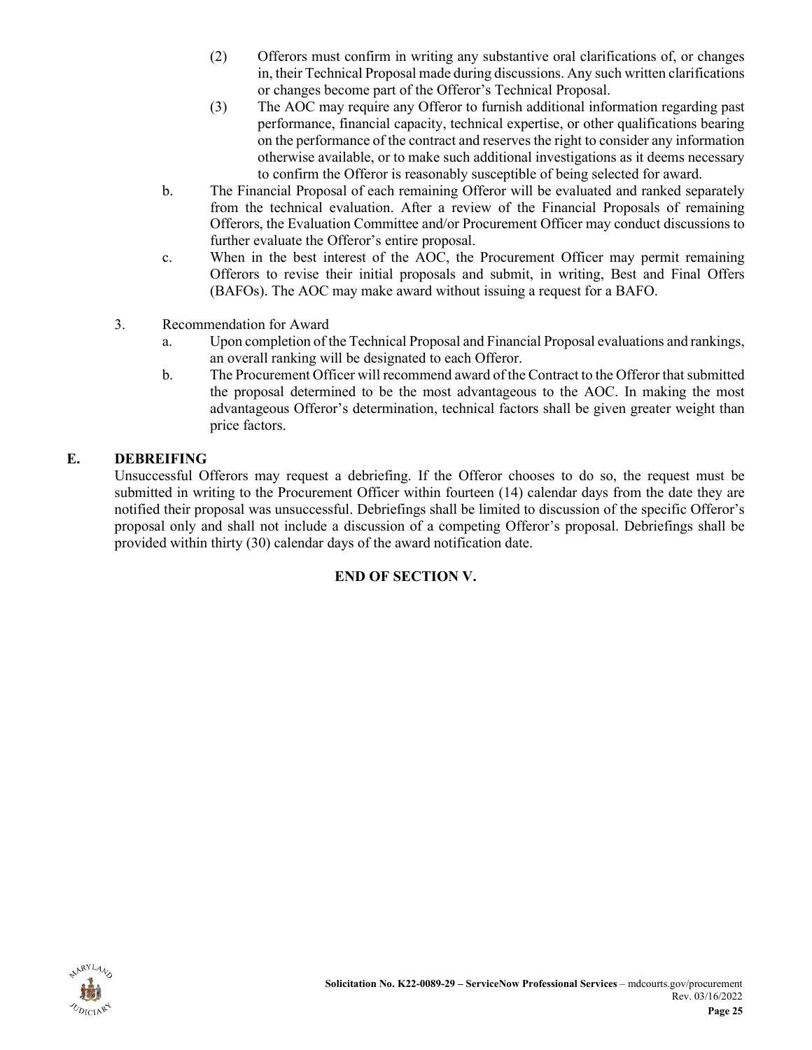(2) Offerors must confirm in writing any substantive oral clarifications of, or changes in, their Technical Proposal made during discussions. Any such written clarifications or changes become part of the Offeror's Technical Proposal.

(3) The AOC may require any Offeror to furnish additional information regarding past performance, financial capacity, technical expertise, or other qualifications bearing on the performance of the contract and reserves the right to consider any information otherwise available, or to make such additional investigations as it deems necessary to confirm the Offeror is reasonably susceptible of being selected for award.

b. The Financial Proposal of each remaining Offeror will be evaluated and ranked separately from the technical evaluation. After a review of the Financial Proposals of remaining Offerors, the Evaluation Committee and/or Procurement Officer may conduct discussions to further evaluate the Offeror's entire proposal.

c. When in the best interest of the AOC, the Procurement Officer may permit remaining Offerors to revise their initial proposals and submit, in writing, Best and Final Offers (BAFOs). The AOC may make award without issuing a request for a BAFO.

3. Recommendation for Award

a. Upon completion of the Technical Proposal and Financial Proposal evaluations and rankings, an overall ranking will be designated to each Offeror.

b. The Procurement Officer will recommend award of the Contract to the Offeror that submitted the proposal determined to be the most advantageous to the AOC. In making the most advantageous Offeror's determination, technical factors shall be given greater weight than price factors.

## E. DEBREIFING

Unsuccessful Offerors may request a debriefing. If the Offeror chooses to do so, the request must be submitted in writing to the Procurement Officer within fourteen (14) calendar days from the date they are notified their proposal was unsuccessful. Debriefings shall be limited to discussion of the specific Offeror's proposal only and shall not include a discussion of a competing Offeror's proposal. Debriefings shall be provided within thirty (30) calendar days of the award notification date.

**END OF SECTION V.**